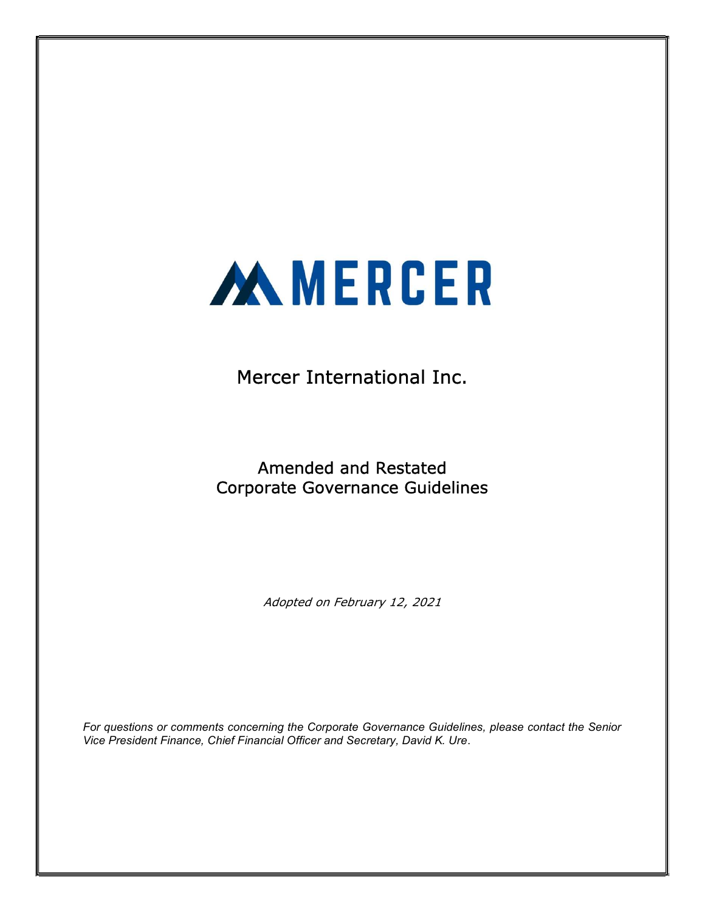# MERCER

## Mercer International Inc.

## Amended and Restated Corporate Governance Guidelines

*Adopted on February 12, 2021*

*For questions or comments concerning the Corporate Governance Guidelines, please contact the Senior Vice President Finance, Chief Financial Officer and Secretary, David K. Ure.*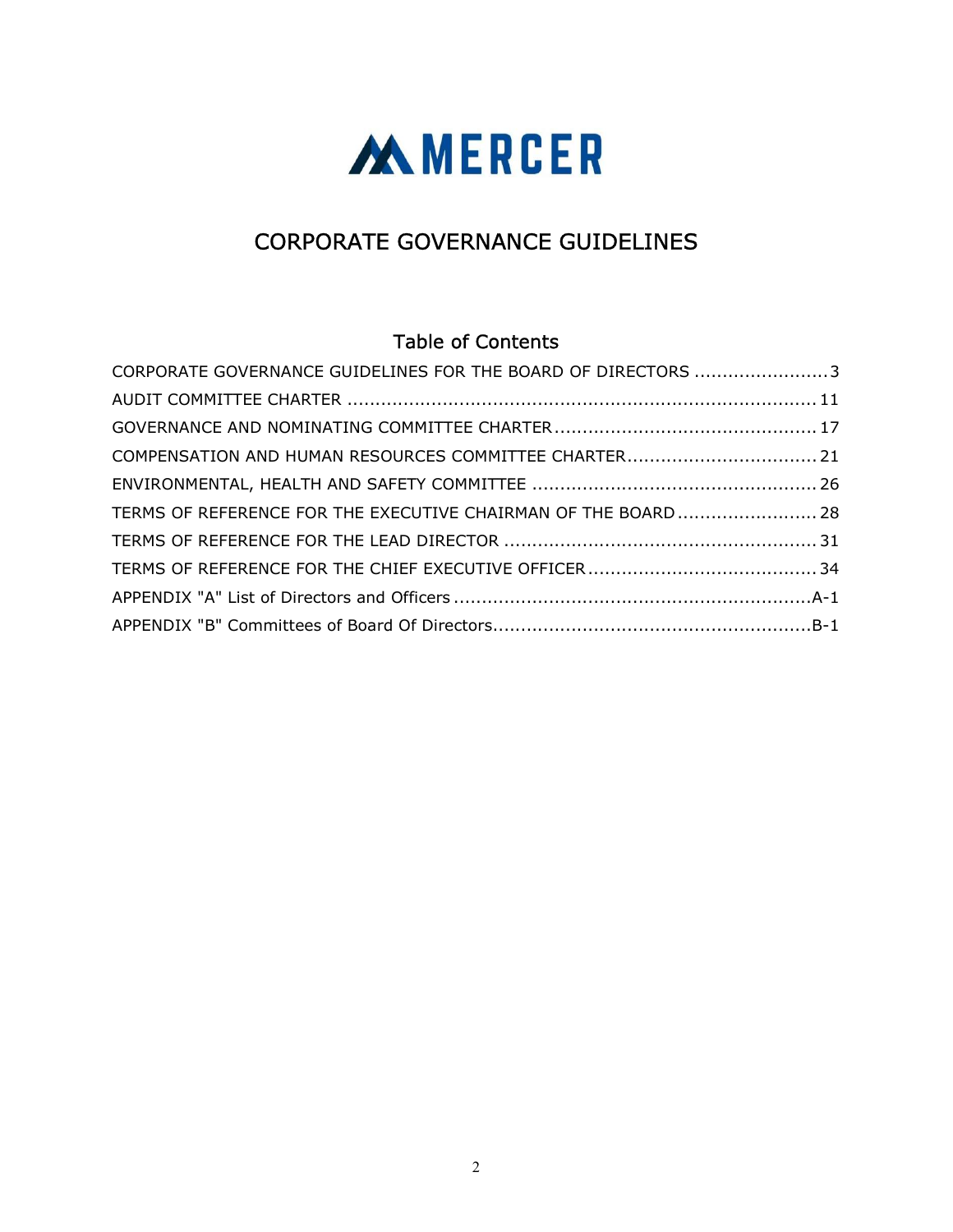MERCER

# CORPORATE GOVERNANCE GUIDELINES

## Table of Contents

CORPORATE GOVERNANCE GUIDELINES FOR THE BOARD OF DIRECTORS ........................ 3
AUDIT COMMITTEE CHARTER ........................................................................ 11
GOVERNANCE AND NOMINATING COMMITTEE CHARTER ........................................ 17
COMPENSATION AND HUMAN RESOURCES COMMITTEE CHARTER .............................. 21
ENVIRONMENTAL, HEALTH AND SAFETY COMMITTEE .............................................. 26
TERMS OF REFERENCE FOR THE EXECUTIVE CHAIRMAN OF THE BOARD ...................... 28
TERMS OF REFERENCE FOR THE LEAD DIRECTOR ................................................ 31
TERMS OF REFERENCE FOR THE CHIEF EXECUTIVE OFFICER ................................... 34
APPENDIX "A" List of Directors and Officers ........................................................ A-1
APPENDIX "B" Committees of Board Of Directors .................................................. B-1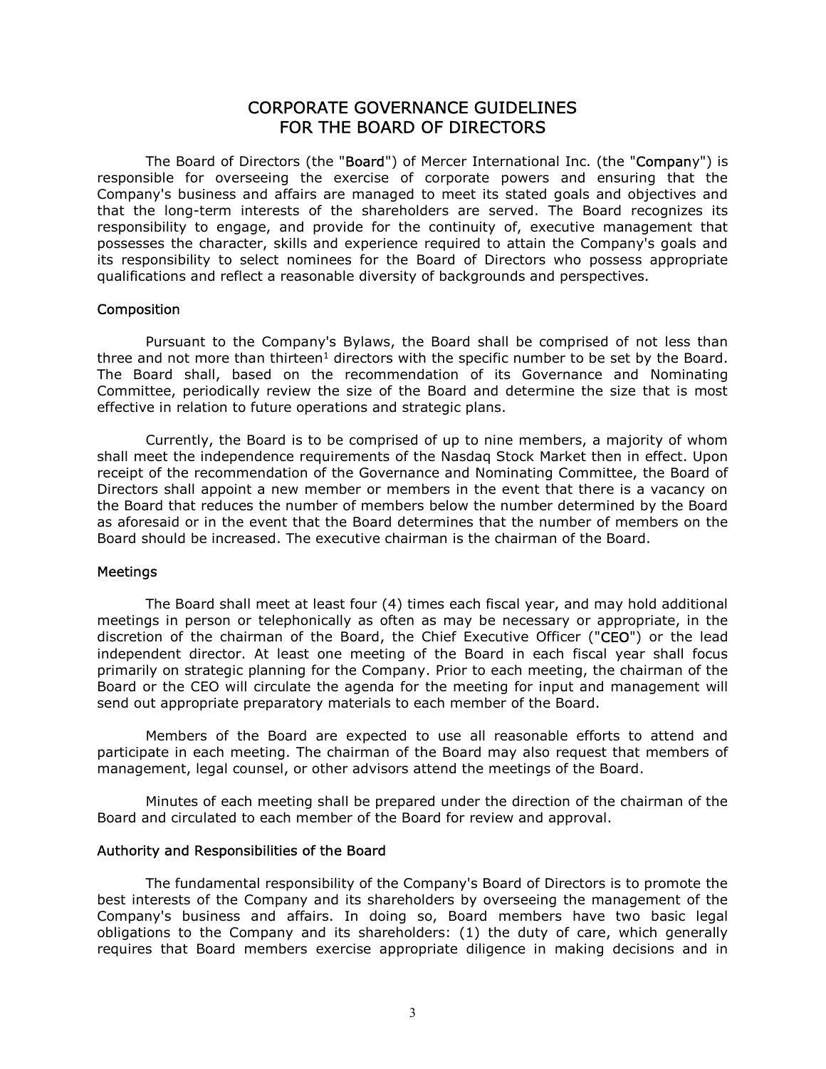# CORPORATE GOVERNANCE GUIDELINES
# FOR THE BOARD OF DIRECTORS

The Board of Directors (the "**Board**") of Mercer International Inc. (the "**Company**") is responsible for overseeing the exercise of corporate powers and ensuring that the Company's business and affairs are managed to meet its stated goals and objectives and that the long-term interests of the shareholders are served. The Board recognizes its responsibility to engage, and provide for the continuity of, executive management that possesses the character, skills and experience required to attain the Company's goals and its responsibility to select nominees for the Board of Directors who possess appropriate qualifications and reflect a reasonable diversity of backgrounds and perspectives.

## Composition

Pursuant to the Company's Bylaws, the Board shall be comprised of not less than three and not more than thirteen[1] directors with the specific number to be set by the Board. The Board shall, based on the recommendation of its Governance and Nominating Committee, periodically review the size of the Board and determine the size that is most effective in relation to future operations and strategic plans.

Currently, the Board is to be comprised of up to nine members, a majority of whom shall meet the independence requirements of the Nasdaq Stock Market then in effect. Upon receipt of the recommendation of the Governance and Nominating Committee, the Board of Directors shall appoint a new member or members in the event that there is a vacancy on the Board that reduces the number of members below the number determined by the Board as aforesaid or in the event that the Board determines that the number of members on the Board should be increased. The executive chairman is the chairman of the Board.

## Meetings

The Board shall meet at least four (4) times each fiscal year, and may hold additional meetings in person or telephonically as often as may be necessary or appropriate, in the discretion of the chairman of the Board, the Chief Executive Officer ("**CEO**") or the lead independent director. At least one meeting of the Board in each fiscal year shall focus primarily on strategic planning for the Company. Prior to each meeting, the chairman of the Board or the CEO will circulate the agenda for the meeting for input and management will send out appropriate preparatory materials to each member of the Board.

Members of the Board are expected to use all reasonable efforts to attend and participate in each meeting. The chairman of the Board may also request that members of management, legal counsel, or other advisors attend the meetings of the Board.

Minutes of each meeting shall be prepared under the direction of the chairman of the Board and circulated to each member of the Board for review and approval.

## Authority and Responsibilities of the Board

The fundamental responsibility of the Company's Board of Directors is to promote the best interests of the Company and its shareholders by overseeing the management of the Company's business and affairs. In doing so, Board members have two basic legal obligations to the Company and its shareholders: (1) the duty of care, which generally requires that Board members exercise appropriate diligence in making decisions and in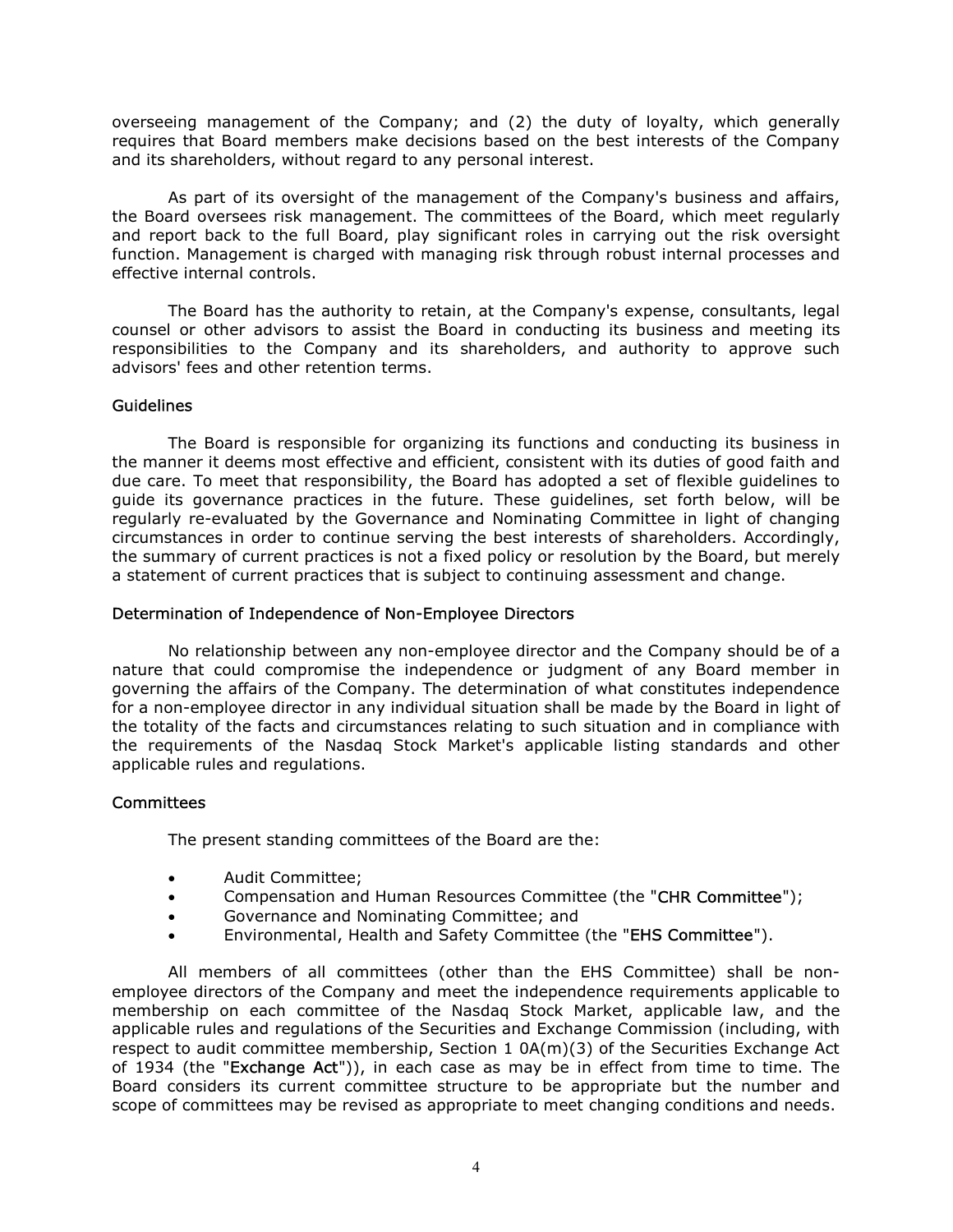overseeing management of the Company; and (2) the duty of loyalty, which generally requires that Board members make decisions based on the best interests of the Company and its shareholders, without regard to any personal interest.

As part of its oversight of the management of the Company's business and affairs, the Board oversees risk management. The committees of the Board, which meet regularly and report back to the full Board, play significant roles in carrying out the risk oversight function. Management is charged with managing risk through robust internal processes and effective internal controls.

The Board has the authority to retain, at the Company's expense, consultants, legal counsel or other advisors to assist the Board in conducting its business and meeting its responsibilities to the Company and its shareholders, and authority to approve such advisors' fees and other retention terms.

### Guidelines

The Board is responsible for organizing its functions and conducting its business in the manner it deems most effective and efficient, consistent with its duties of good faith and due care. To meet that responsibility, the Board has adopted a set of flexible guidelines to guide its governance practices in the future. These guidelines, set forth below, will be regularly re-evaluated by the Governance and Nominating Committee in light of changing circumstances in order to continue serving the best interests of shareholders. Accordingly, the summary of current practices is not a fixed policy or resolution by the Board, but merely a statement of current practices that is subject to continuing assessment and change.

### Determination of Independence of Non-Employee Directors

No relationship between any non-employee director and the Company should be of a nature that could compromise the independence or judgment of any Board member in governing the affairs of the Company. The determination of what constitutes independence for a non-employee director in any individual situation shall be made by the Board in light of the totality of the facts and circumstances relating to such situation and in compliance with the requirements of the Nasdaq Stock Market's applicable listing standards and other applicable rules and regulations.

### Committees

The present standing committees of the Board are the:

- Audit Committee;
- Compensation and Human Resources Committee (the "**CHR Committee**");
- Governance and Nominating Committee; and
- Environmental, Health and Safety Committee (the "**EHS Committee**").

All members of all committees (other than the EHS Committee) shall be non-employee directors of the Company and meet the independence requirements applicable to membership on each committee of the Nasdaq Stock Market, applicable law, and the applicable rules and regulations of the Securities and Exchange Commission (including, with respect to audit committee membership, Section 1 0A(m)(3) of the Securities Exchange Act of 1934 (the "**Exchange Act**")), in each case as may be in effect from time to time. The Board considers its current committee structure to be appropriate but the number and scope of committees may be revised as appropriate to meet changing conditions and needs.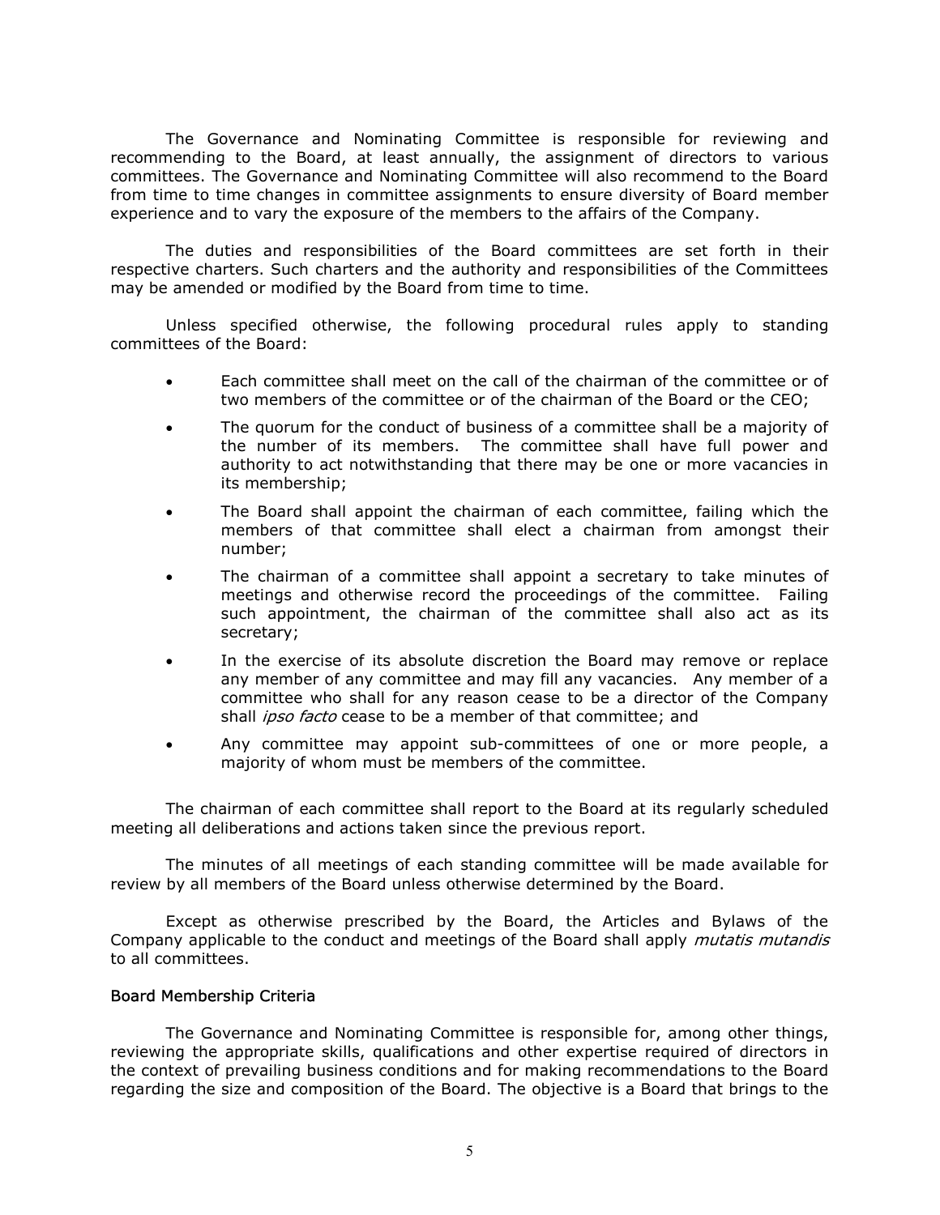The Governance and Nominating Committee is responsible for reviewing and recommending to the Board, at least annually, the assignment of directors to various committees. The Governance and Nominating Committee will also recommend to the Board from time to time changes in committee assignments to ensure diversity of Board member experience and to vary the exposure of the members to the affairs of the Company.

The duties and responsibilities of the Board committees are set forth in their respective charters. Such charters and the authority and responsibilities of the Committees may be amended or modified by the Board from time to time.

Unless specified otherwise, the following procedural rules apply to standing committees of the Board:

- Each committee shall meet on the call of the chairman of the committee or of two members of the committee or of the chairman of the Board or the CEO;
- The quorum for the conduct of business of a committee shall be a majority of the number of its members. The committee shall have full power and authority to act notwithstanding that there may be one or more vacancies in its membership;
- The Board shall appoint the chairman of each committee, failing which the members of that committee shall elect a chairman from amongst their number;
- The chairman of a committee shall appoint a secretary to take minutes of meetings and otherwise record the proceedings of the committee. Failing such appointment, the chairman of the committee shall also act as its secretary;
- In the exercise of its absolute discretion the Board may remove or replace any member of any committee and may fill any vacancies. Any member of a committee who shall for any reason cease to be a director of the Company shall *ipso facto* cease to be a member of that committee; and
- Any committee may appoint sub-committees of one or more people, a majority of whom must be members of the committee.

The chairman of each committee shall report to the Board at its regularly scheduled meeting all deliberations and actions taken since the previous report.

The minutes of all meetings of each standing committee will be made available for review by all members of the Board unless otherwise determined by the Board.

Except as otherwise prescribed by the Board, the Articles and Bylaws of the Company applicable to the conduct and meetings of the Board shall apply *mutatis mutandis* to all committees.

### Board Membership Criteria

The Governance and Nominating Committee is responsible for, among other things, reviewing the appropriate skills, qualifications and other expertise required of directors in the context of prevailing business conditions and for making recommendations to the Board regarding the size and composition of the Board. The objective is a Board that brings to the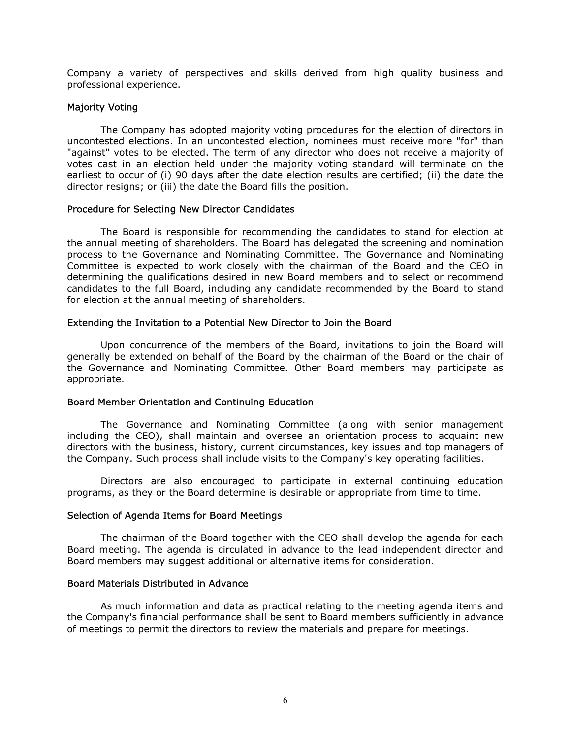Company a variety of perspectives and skills derived from high quality business and professional experience.

### Majority Voting

The Company has adopted majority voting procedures for the election of directors in uncontested elections. In an uncontested election, nominees must receive more "for" than "against" votes to be elected. The term of any director who does not receive a majority of votes cast in an election held under the majority voting standard will terminate on the earliest to occur of (i) 90 days after the date election results are certified; (ii) the date the director resigns; or (iii) the date the Board fills the position.

### Procedure for Selecting New Director Candidates

The Board is responsible for recommending the candidates to stand for election at the annual meeting of shareholders. The Board has delegated the screening and nomination process to the Governance and Nominating Committee. The Governance and Nominating Committee is expected to work closely with the chairman of the Board and the CEO in determining the qualifications desired in new Board members and to select or recommend candidates to the full Board, including any candidate recommended by the Board to stand for election at the annual meeting of shareholders.

### Extending the Invitation to a Potential New Director to Join the Board

Upon concurrence of the members of the Board, invitations to join the Board will generally be extended on behalf of the Board by the chairman of the Board or the chair of the Governance and Nominating Committee. Other Board members may participate as appropriate.

### Board Member Orientation and Continuing Education

The Governance and Nominating Committee (along with senior management including the CEO), shall maintain and oversee an orientation process to acquaint new directors with the business, history, current circumstances, key issues and top managers of the Company. Such process shall include visits to the Company's key operating facilities.

Directors are also encouraged to participate in external continuing education programs, as they or the Board determine is desirable or appropriate from time to time.

### Selection of Agenda Items for Board Meetings

The chairman of the Board together with the CEO shall develop the agenda for each Board meeting. The agenda is circulated in advance to the lead independent director and Board members may suggest additional or alternative items for consideration.

### Board Materials Distributed in Advance

As much information and data as practical relating to the meeting agenda items and the Company's financial performance shall be sent to Board members sufficiently in advance of meetings to permit the directors to review the materials and prepare for meetings.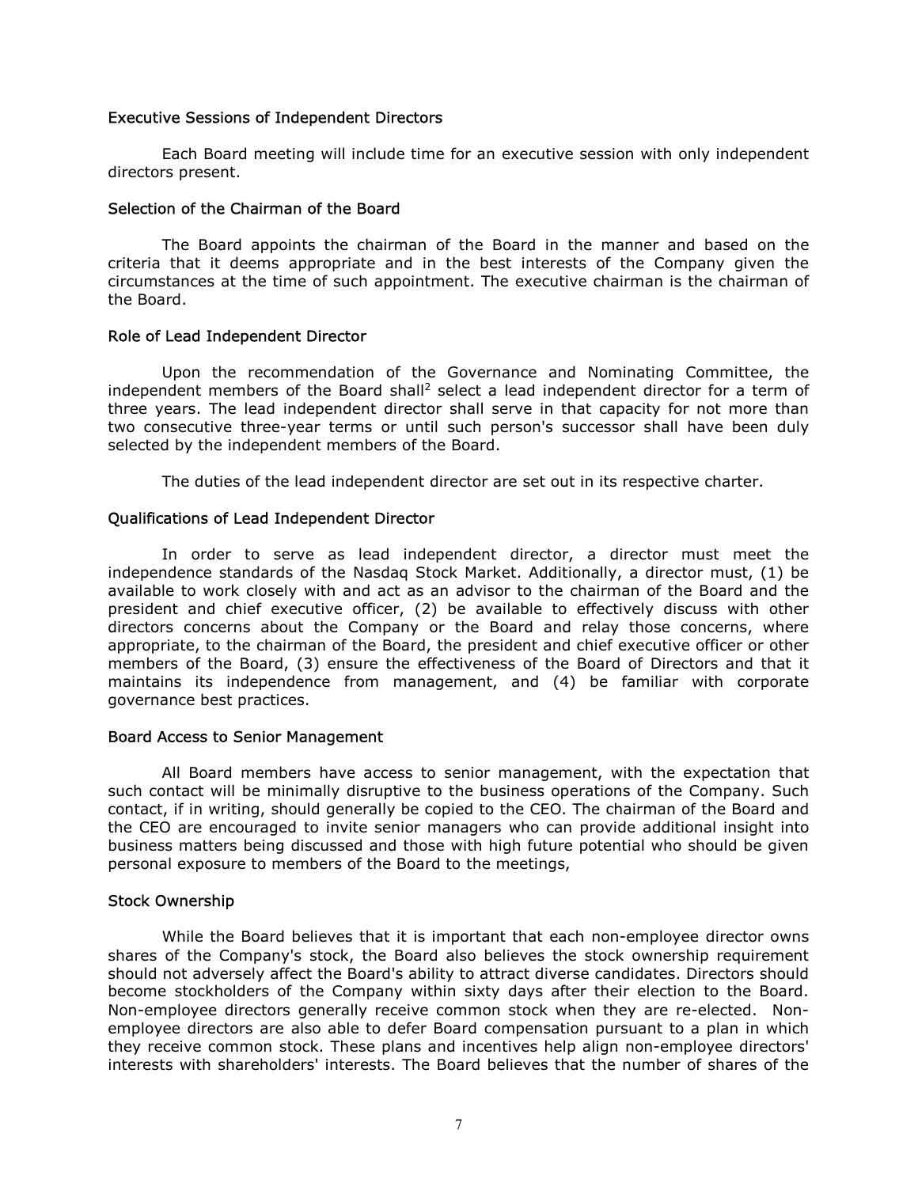### Executive Sessions of Independent Directors

Each Board meeting will include time for an executive session with only independent directors present.

### Selection of the Chairman of the Board

The Board appoints the chairman of the Board in the manner and based on the criteria that it deems appropriate and in the best interests of the Company given the circumstances at the time of such appointment. The executive chairman is the chairman of the Board.

### Role of Lead Independent Director

Upon the recommendation of the Governance and Nominating Committee, the independent members of the Board shall[2] select a lead independent director for a term of three years. The lead independent director shall serve in that capacity for not more than two consecutive three-year terms or until such person's successor shall have been duly selected by the independent members of the Board.

The duties of the lead independent director are set out in its respective charter.

### Qualifications of Lead Independent Director

In order to serve as lead independent director, a director must meet the independence standards of the Nasdaq Stock Market. Additionally, a director must, (1) be available to work closely with and act as an advisor to the chairman of the Board and the president and chief executive officer, (2) be available to effectively discuss with other directors concerns about the Company or the Board and relay those concerns, where appropriate, to the chairman of the Board, the president and chief executive officer or other members of the Board, (3) ensure the effectiveness of the Board of Directors and that it maintains its independence from management, and (4) be familiar with corporate governance best practices.

### Board Access to Senior Management

All Board members have access to senior management, with the expectation that such contact will be minimally disruptive to the business operations of the Company. Such contact, if in writing, should generally be copied to the CEO. The chairman of the Board and the CEO are encouraged to invite senior managers who can provide additional insight into business matters being discussed and those with high future potential who should be given personal exposure to members of the Board to the meetings,

### Stock Ownership

While the Board believes that it is important that each non-employee director owns shares of the Company's stock, the Board also believes the stock ownership requirement should not adversely affect the Board's ability to attract diverse candidates. Directors should become stockholders of the Company within sixty days after their election to the Board. Non-employee directors generally receive common stock when they are re-elected. Non-employee directors are also able to defer Board compensation pursuant to a plan in which they receive common stock. These plans and incentives help align non-employee directors' interests with shareholders' interests. The Board believes that the number of shares of the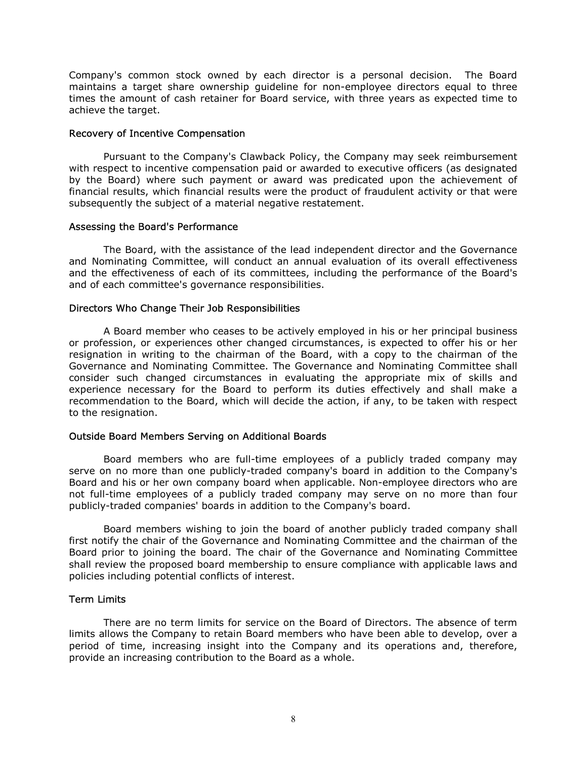Company's common stock owned by each director is a personal decision. The Board maintains a target share ownership guideline for non-employee directors equal to three times the amount of cash retainer for Board service, with three years as expected time to achieve the target.

### Recovery of Incentive Compensation

Pursuant to the Company's Clawback Policy, the Company may seek reimbursement with respect to incentive compensation paid or awarded to executive officers (as designated by the Board) where such payment or award was predicated upon the achievement of financial results, which financial results were the product of fraudulent activity or that were subsequently the subject of a material negative restatement.

### Assessing the Board's Performance

The Board, with the assistance of the lead independent director and the Governance and Nominating Committee, will conduct an annual evaluation of its overall effectiveness and the effectiveness of each of its committees, including the performance of the Board's and of each committee's governance responsibilities.

### Directors Who Change Their Job Responsibilities

A Board member who ceases to be actively employed in his or her principal business or profession, or experiences other changed circumstances, is expected to offer his or her resignation in writing to the chairman of the Board, with a copy to the chairman of the Governance and Nominating Committee. The Governance and Nominating Committee shall consider such changed circumstances in evaluating the appropriate mix of skills and experience necessary for the Board to perform its duties effectively and shall make a recommendation to the Board, which will decide the action, if any, to be taken with respect to the resignation.

### Outside Board Members Serving on Additional Boards

Board members who are full-time employees of a publicly traded company may serve on no more than one publicly-traded company's board in addition to the Company's Board and his or her own company board when applicable. Non-employee directors who are not full-time employees of a publicly traded company may serve on no more than four publicly-traded companies' boards in addition to the Company's board.

Board members wishing to join the board of another publicly traded company shall first notify the chair of the Governance and Nominating Committee and the chairman of the Board prior to joining the board. The chair of the Governance and Nominating Committee shall review the proposed board membership to ensure compliance with applicable laws and policies including potential conflicts of interest.

### Term Limits

There are no term limits for service on the Board of Directors. The absence of term limits allows the Company to retain Board members who have been able to develop, over a period of time, increasing insight into the Company and its operations and, therefore, provide an increasing contribution to the Board as a whole.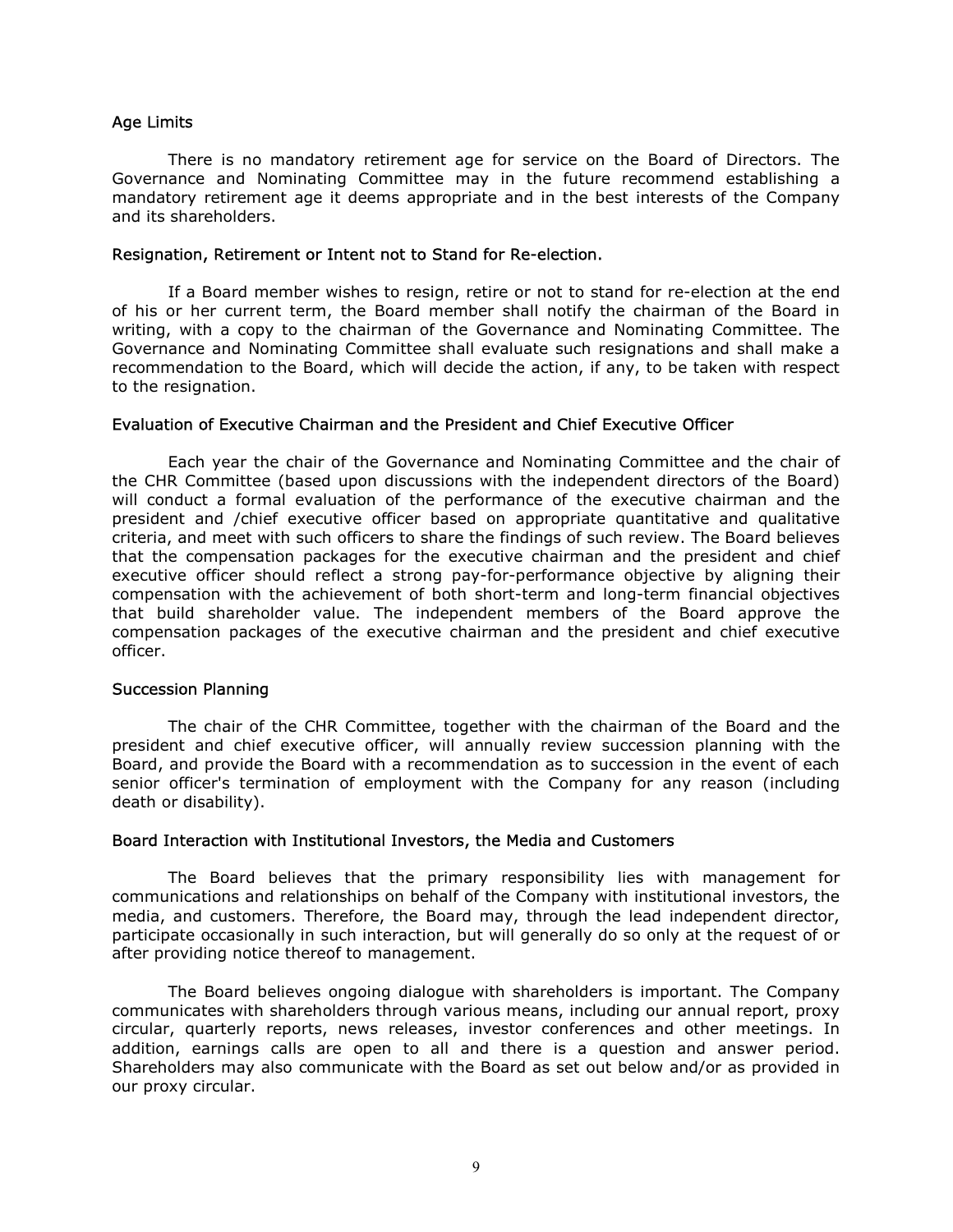### Age Limits

There is no mandatory retirement age for service on the Board of Directors. The Governance and Nominating Committee may in the future recommend establishing a mandatory retirement age it deems appropriate and in the best interests of the Company and its shareholders.

### Resignation, Retirement or Intent not to Stand for Re-election.

If a Board member wishes to resign, retire or not to stand for re-election at the end of his or her current term, the Board member shall notify the chairman of the Board in writing, with a copy to the chairman of the Governance and Nominating Committee. The Governance and Nominating Committee shall evaluate such resignations and shall make a recommendation to the Board, which will decide the action, if any, to be taken with respect to the resignation.

### Evaluation of Executive Chairman and the President and Chief Executive Officer

Each year the chair of the Governance and Nominating Committee and the chair of the CHR Committee (based upon discussions with the independent directors of the Board) will conduct a formal evaluation of the performance of the executive chairman and the president and /chief executive officer based on appropriate quantitative and qualitative criteria, and meet with such officers to share the findings of such review. The Board believes that the compensation packages for the executive chairman and the president and chief executive officer should reflect a strong pay-for-performance objective by aligning their compensation with the achievement of both short-term and long-term financial objectives that build shareholder value. The independent members of the Board approve the compensation packages of the executive chairman and the president and chief executive officer.

### Succession Planning

The chair of the CHR Committee, together with the chairman of the Board and the president and chief executive officer, will annually review succession planning with the Board, and provide the Board with a recommendation as to succession in the event of each senior officer's termination of employment with the Company for any reason (including death or disability).

### Board Interaction with Institutional Investors, the Media and Customers

The Board believes that the primary responsibility lies with management for communications and relationships on behalf of the Company with institutional investors, the media, and customers. Therefore, the Board may, through the lead independent director, participate occasionally in such interaction, but will generally do so only at the request of or after providing notice thereof to management.

The Board believes ongoing dialogue with shareholders is important. The Company communicates with shareholders through various means, including our annual report, proxy circular, quarterly reports, news releases, investor conferences and other meetings. In addition, earnings calls are open to all and there is a question and answer period. Shareholders may also communicate with the Board as set out below and/or as provided in our proxy circular.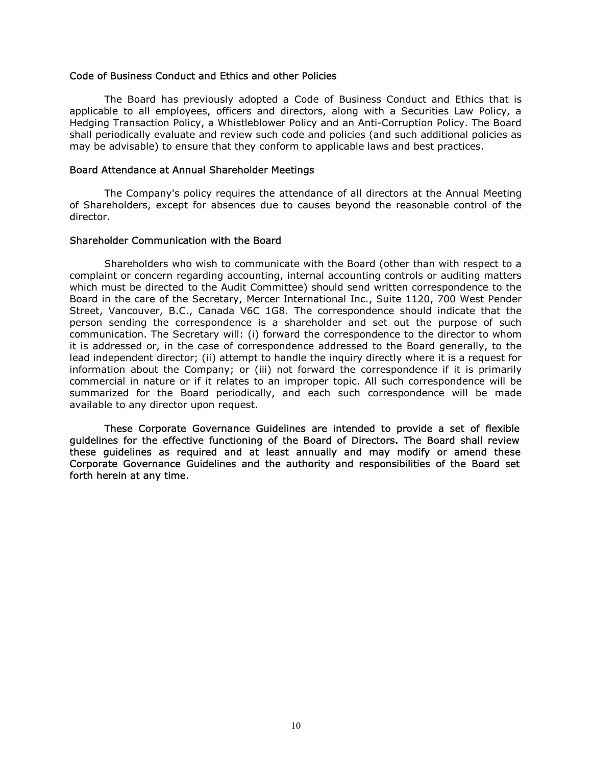### Code of Business Conduct and Ethics and other Policies

The Board has previously adopted a Code of Business Conduct and Ethics that is applicable to all employees, officers and directors, along with a Securities Law Policy, a Hedging Transaction Policy, a Whistleblower Policy and an Anti-Corruption Policy. The Board shall periodically evaluate and review such code and policies (and such additional policies as may be advisable) to ensure that they conform to applicable laws and best practices.

### Board Attendance at Annual Shareholder Meetings

The Company's policy requires the attendance of all directors at the Annual Meeting of Shareholders, except for absences due to causes beyond the reasonable control of the director.

### Shareholder Communication with the Board

Shareholders who wish to communicate with the Board (other than with respect to a complaint or concern regarding accounting, internal accounting controls or auditing matters which must be directed to the Audit Committee) should send written correspondence to the Board in the care of the Secretary, Mercer International Inc., Suite 1120, 700 West Pender Street, Vancouver, B.C., Canada V6C 1G8. The correspondence should indicate that the person sending the correspondence is a shareholder and set out the purpose of such communication. The Secretary will: (i) forward the correspondence to the director to whom it is addressed or, in the case of correspondence addressed to the Board generally, to the lead independent director; (ii) attempt to handle the inquiry directly where it is a request for information about the Company; or (iii) not forward the correspondence if it is primarily commercial in nature or if it relates to an improper topic. All such correspondence will be summarized for the Board periodically, and each such correspondence will be made available to any director upon request.

These Corporate Governance Guidelines are intended to provide a set of flexible guidelines for the effective functioning of the Board of Directors. The Board shall review these guidelines as required and at least annually and may modify or amend these Corporate Governance Guidelines and the authority and responsibilities of the Board set forth herein at any time.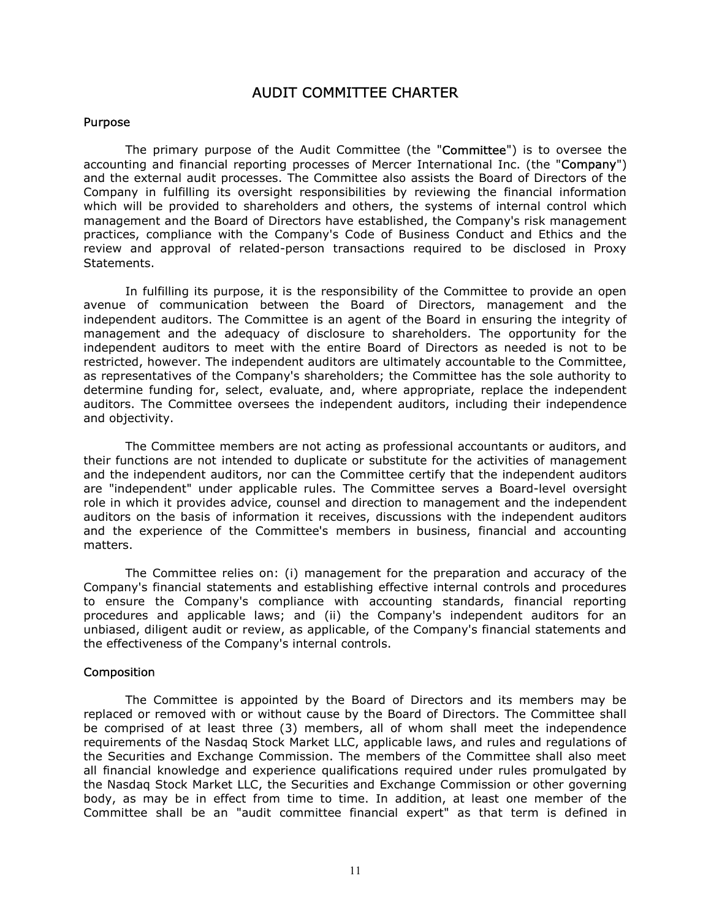# AUDIT COMMITTEE CHARTER

## Purpose

The primary purpose of the Audit Committee (the "**Committee**") is to oversee the accounting and financial reporting processes of Mercer International Inc. (the "**Company**") and the external audit processes. The Committee also assists the Board of Directors of the Company in fulfilling its oversight responsibilities by reviewing the financial information which will be provided to shareholders and others, the systems of internal control which management and the Board of Directors have established, the Company's risk management practices, compliance with the Company's Code of Business Conduct and Ethics and the review and approval of related-person transactions required to be disclosed in Proxy Statements.

In fulfilling its purpose, it is the responsibility of the Committee to provide an open avenue of communication between the Board of Directors, management and the independent auditors. The Committee is an agent of the Board in ensuring the integrity of management and the adequacy of disclosure to shareholders. The opportunity for the independent auditors to meet with the entire Board of Directors as needed is not to be restricted, however. The independent auditors are ultimately accountable to the Committee, as representatives of the Company's shareholders; the Committee has the sole authority to determine funding for, select, evaluate, and, where appropriate, replace the independent auditors. The Committee oversees the independent auditors, including their independence and objectivity.

The Committee members are not acting as professional accountants or auditors, and their functions are not intended to duplicate or substitute for the activities of management and the independent auditors, nor can the Committee certify that the independent auditors are "independent" under applicable rules. The Committee serves a Board-level oversight role in which it provides advice, counsel and direction to management and the independent auditors on the basis of information it receives, discussions with the independent auditors and the experience of the Committee's members in business, financial and accounting matters.

The Committee relies on: (i) management for the preparation and accuracy of the Company's financial statements and establishing effective internal controls and procedures to ensure the Company's compliance with accounting standards, financial reporting procedures and applicable laws; and (ii) the Company's independent auditors for an unbiased, diligent audit or review, as applicable, of the Company's financial statements and the effectiveness of the Company's internal controls.

## Composition

The Committee is appointed by the Board of Directors and its members may be replaced or removed with or without cause by the Board of Directors. The Committee shall be comprised of at least three (3) members, all of whom shall meet the independence requirements of the Nasdaq Stock Market LLC, applicable laws, and rules and regulations of the Securities and Exchange Commission. The members of the Committee shall also meet all financial knowledge and experience qualifications required under rules promulgated by the Nasdaq Stock Market LLC, the Securities and Exchange Commission or other governing body, as may be in effect from time to time. In addition, at least one member of the Committee shall be an "audit committee financial expert" as that term is defined in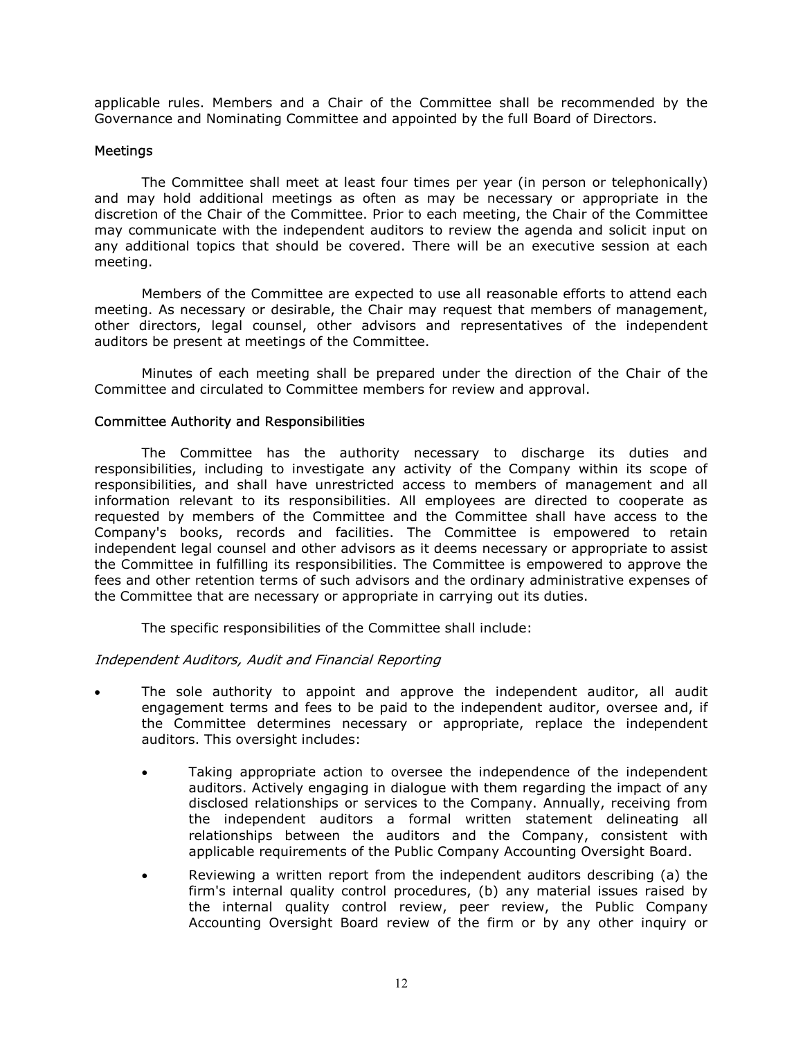applicable rules. Members and a Chair of the Committee shall be recommended by the Governance and Nominating Committee and appointed by the full Board of Directors.

### Meetings

The Committee shall meet at least four times per year (in person or telephonically) and may hold additional meetings as often as may be necessary or appropriate in the discretion of the Chair of the Committee. Prior to each meeting, the Chair of the Committee may communicate with the independent auditors to review the agenda and solicit input on any additional topics that should be covered. There will be an executive session at each meeting.

Members of the Committee are expected to use all reasonable efforts to attend each meeting. As necessary or desirable, the Chair may request that members of management, other directors, legal counsel, other advisors and representatives of the independent auditors be present at meetings of the Committee.

Minutes of each meeting shall be prepared under the direction of the Chair of the Committee and circulated to Committee members for review and approval.

### Committee Authority and Responsibilities

The Committee has the authority necessary to discharge its duties and responsibilities, including to investigate any activity of the Company within its scope of responsibilities, and shall have unrestricted access to members of management and all information relevant to its responsibilities. All employees are directed to cooperate as requested by members of the Committee and the Committee shall have access to the Company's books, records and facilities. The Committee is empowered to retain independent legal counsel and other advisors as it deems necessary or appropriate to assist the Committee in fulfilling its responsibilities. The Committee is empowered to approve the fees and other retention terms of such advisors and the ordinary administrative expenses of the Committee that are necessary or appropriate in carrying out its duties.

The specific responsibilities of the Committee shall include:

*Independent Auditors, Audit and Financial Reporting*

- The sole authority to appoint and approve the independent auditor, all audit engagement terms and fees to be paid to the independent auditor, oversee and, if the Committee determines necessary or appropriate, replace the independent auditors. This oversight includes:
  - Taking appropriate action to oversee the independence of the independent auditors. Actively engaging in dialogue with them regarding the impact of any disclosed relationships or services to the Company. Annually, receiving from the independent auditors a formal written statement delineating all relationships between the auditors and the Company, consistent with applicable requirements of the Public Company Accounting Oversight Board.
  - Reviewing a written report from the independent auditors describing (a) the firm's internal quality control procedures, (b) any material issues raised by the internal quality control review, peer review, the Public Company Accounting Oversight Board review of the firm or by any other inquiry or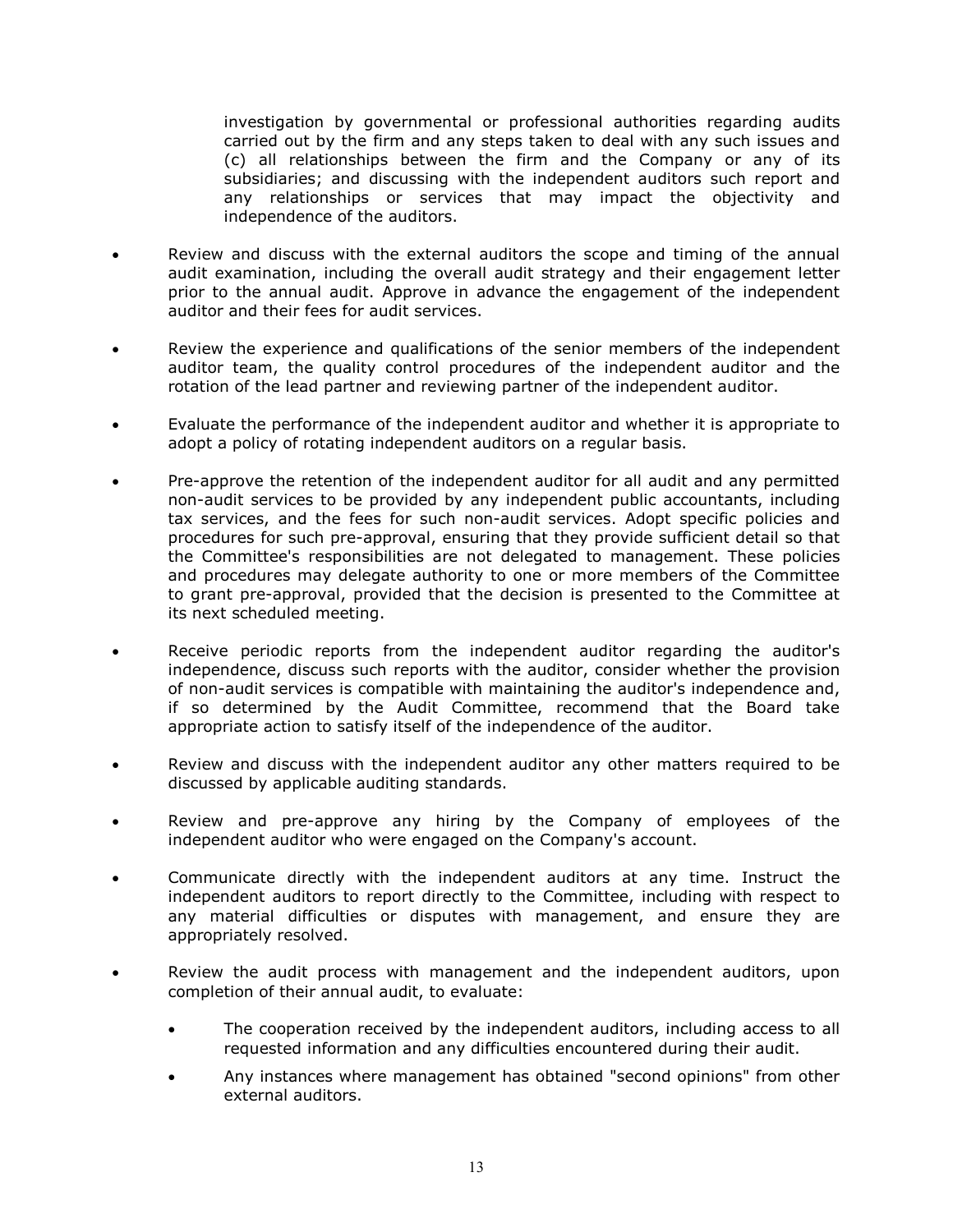investigation by governmental or professional authorities regarding audits carried out by the firm and any steps taken to deal with any such issues and (c) all relationships between the firm and the Company or any of its subsidiaries; and discussing with the independent auditors such report and any relationships or services that may impact the objectivity and independence of the auditors.

- Review and discuss with the external auditors the scope and timing of the annual audit examination, including the overall audit strategy and their engagement letter prior to the annual audit. Approve in advance the engagement of the independent auditor and their fees for audit services.
- Review the experience and qualifications of the senior members of the independent auditor team, the quality control procedures of the independent auditor and the rotation of the lead partner and reviewing partner of the independent auditor.
- Evaluate the performance of the independent auditor and whether it is appropriate to adopt a policy of rotating independent auditors on a regular basis.
- Pre-approve the retention of the independent auditor for all audit and any permitted non-audit services to be provided by any independent public accountants, including tax services, and the fees for such non-audit services. Adopt specific policies and procedures for such pre-approval, ensuring that they provide sufficient detail so that the Committee's responsibilities are not delegated to management. These policies and procedures may delegate authority to one or more members of the Committee to grant pre-approval, provided that the decision is presented to the Committee at its next scheduled meeting.
- Receive periodic reports from the independent auditor regarding the auditor's independence, discuss such reports with the auditor, consider whether the provision of non-audit services is compatible with maintaining the auditor's independence and, if so determined by the Audit Committee, recommend that the Board take appropriate action to satisfy itself of the independence of the auditor.
- Review and discuss with the independent auditor any other matters required to be discussed by applicable auditing standards.
- Review and pre-approve any hiring by the Company of employees of the independent auditor who were engaged on the Company's account.
- Communicate directly with the independent auditors at any time. Instruct the independent auditors to report directly to the Committee, including with respect to any material difficulties or disputes with management, and ensure they are appropriately resolved.
- Review the audit process with management and the independent auditors, upon completion of their annual audit, to evaluate:
  - The cooperation received by the independent auditors, including access to all requested information and any difficulties encountered during their audit.
  - Any instances where management has obtained "second opinions" from other external auditors.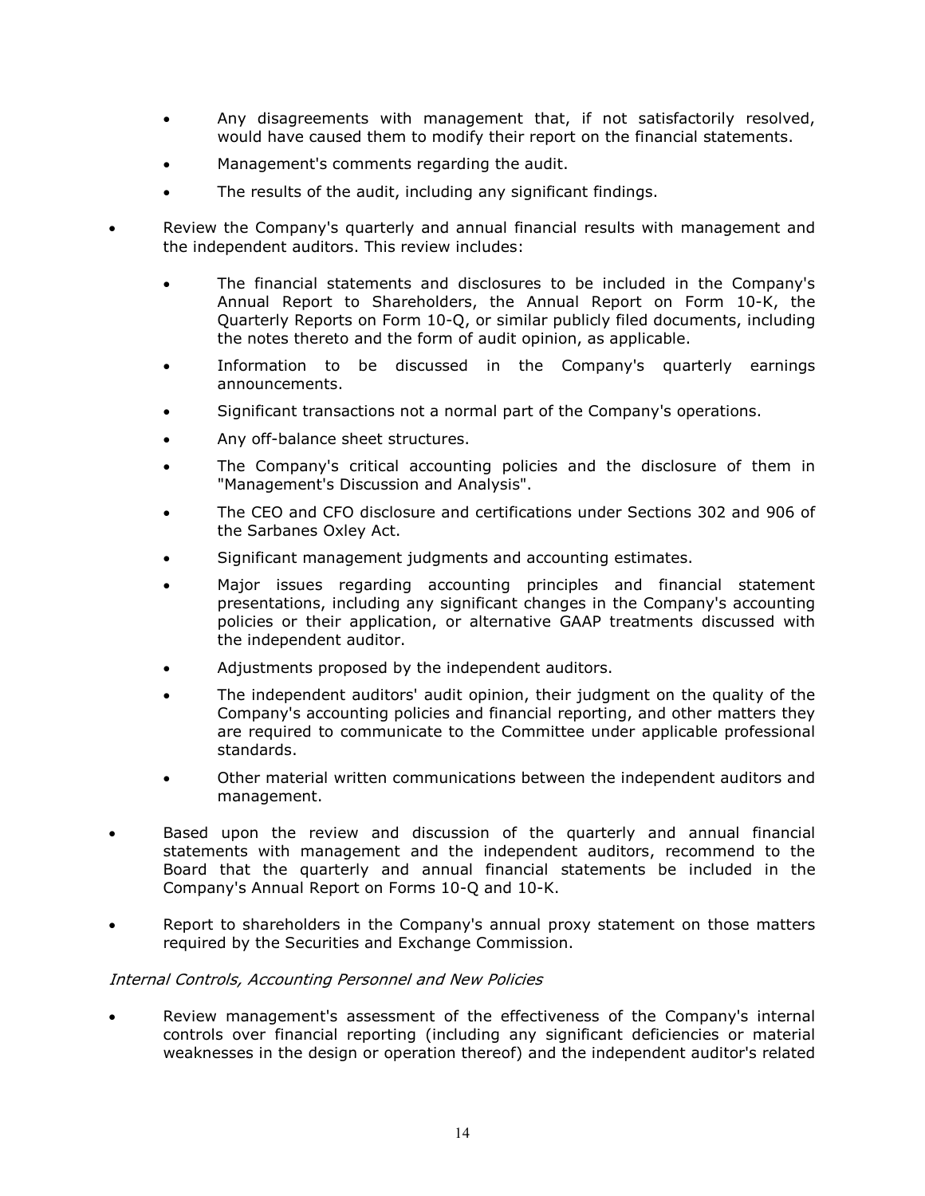- Any disagreements with management that, if not satisfactorily resolved, would have caused them to modify their report on the financial statements.
  - Management's comments regarding the audit.
  - The results of the audit, including any significant findings.

- Review the Company's quarterly and annual financial results with management and the independent auditors. This review includes:
  - The financial statements and disclosures to be included in the Company's Annual Report to Shareholders, the Annual Report on Form 10-K, the Quarterly Reports on Form 10-Q, or similar publicly filed documents, including the notes thereto and the form of audit opinion, as applicable.
  - Information to be discussed in the Company's quarterly earnings announcements.
  - Significant transactions not a normal part of the Company's operations.
  - Any off-balance sheet structures.
  - The Company's critical accounting policies and the disclosure of them in "Management's Discussion and Analysis".
  - The CEO and CFO disclosure and certifications under Sections 302 and 906 of the Sarbanes Oxley Act.
  - Significant management judgments and accounting estimates.
  - Major issues regarding accounting principles and financial statement presentations, including any significant changes in the Company's accounting policies or their application, or alternative GAAP treatments discussed with the independent auditor.
  - Adjustments proposed by the independent auditors.
  - The independent auditors' audit opinion, their judgment on the quality of the Company's accounting policies and financial reporting, and other matters they are required to communicate to the Committee under applicable professional standards.
  - Other material written communications between the independent auditors and management.

- Based upon the review and discussion of the quarterly and annual financial statements with management and the independent auditors, recommend to the Board that the quarterly and annual financial statements be included in the Company's Annual Report on Forms 10-Q and 10-K.

- Report to shareholders in the Company's annual proxy statement on those matters required by the Securities and Exchange Commission.

*Internal Controls, Accounting Personnel and New Policies*

- Review management's assessment of the effectiveness of the Company's internal controls over financial reporting (including any significant deficiencies or material weaknesses in the design or operation thereof) and the independent auditor's related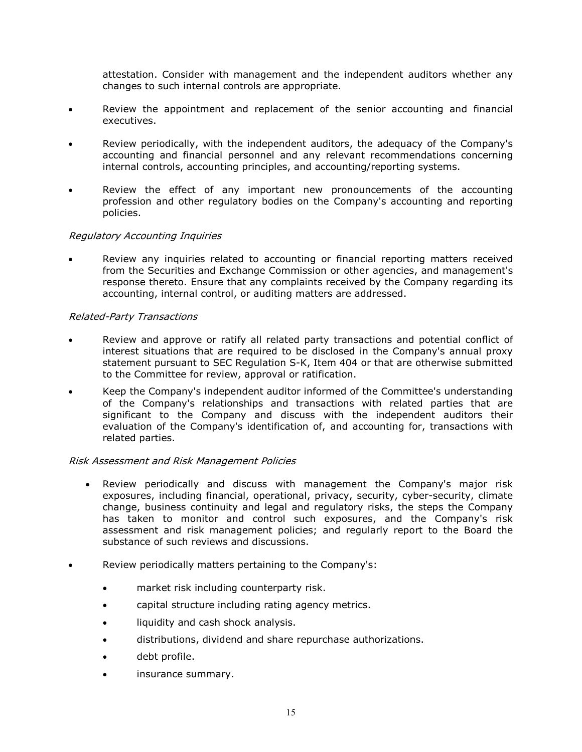attestation. Consider with management and the independent auditors whether any changes to such internal controls are appropriate.

- Review the appointment and replacement of the senior accounting and financial executives.
- Review periodically, with the independent auditors, the adequacy of the Company's accounting and financial personnel and any relevant recommendations concerning internal controls, accounting principles, and accounting/reporting systems.
- Review the effect of any important new pronouncements of the accounting profession and other regulatory bodies on the Company's accounting and reporting policies.

*Regulatory Accounting Inquiries*

- Review any inquiries related to accounting or financial reporting matters received from the Securities and Exchange Commission or other agencies, and management's response thereto. Ensure that any complaints received by the Company regarding its accounting, internal control, or auditing matters are addressed.

*Related-Party Transactions*

- Review and approve or ratify all related party transactions and potential conflict of interest situations that are required to be disclosed in the Company's annual proxy statement pursuant to SEC Regulation S-K, Item 404 or that are otherwise submitted to the Committee for review, approval or ratification.
- Keep the Company's independent auditor informed of the Committee's understanding of the Company's relationships and transactions with related parties that are significant to the Company and discuss with the independent auditors their evaluation of the Company's identification of, and accounting for, transactions with related parties.

*Risk Assessment and Risk Management Policies*

- Review periodically and discuss with management the Company's major risk exposures, including financial, operational, privacy, security, cyber-security, climate change, business continuity and legal and regulatory risks, the steps the Company has taken to monitor and control such exposures, and the Company's risk assessment and risk management policies; and regularly report to the Board the substance of such reviews and discussions.
- Review periodically matters pertaining to the Company's:
  - market risk including counterparty risk.
  - capital structure including rating agency metrics.
  - liquidity and cash shock analysis.
  - distributions, dividend and share repurchase authorizations.
  - debt profile.
  - insurance summary.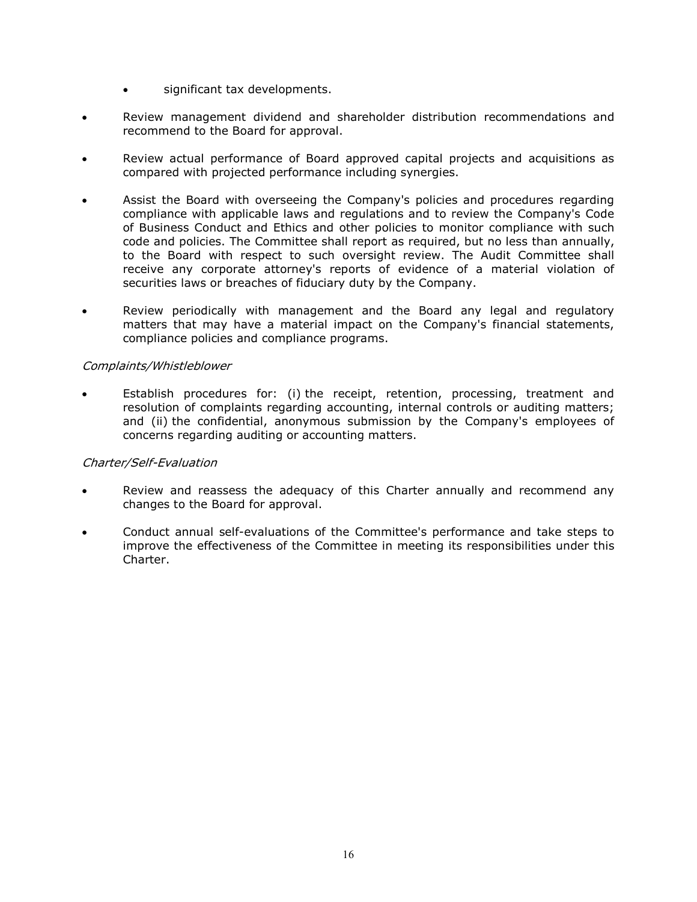- significant tax developments.

- Review management dividend and shareholder distribution recommendations and recommend to the Board for approval.

- Review actual performance of Board approved capital projects and acquisitions as compared with projected performance including synergies.

- Assist the Board with overseeing the Company's policies and procedures regarding compliance with applicable laws and regulations and to review the Company's Code of Business Conduct and Ethics and other policies to monitor compliance with such code and policies. The Committee shall report as required, but no less than annually, to the Board with respect to such oversight review. The Audit Committee shall receive any corporate attorney's reports of evidence of a material violation of securities laws or breaches of fiduciary duty by the Company.

- Review periodically with management and the Board any legal and regulatory matters that may have a material impact on the Company's financial statements, compliance policies and compliance programs.

*Complaints/Whistleblower*

- Establish procedures for: (i) the receipt, retention, processing, treatment and resolution of complaints regarding accounting, internal controls or auditing matters; and (ii) the confidential, anonymous submission by the Company's employees of concerns regarding auditing or accounting matters.

*Charter/Self-Evaluation*

- Review and reassess the adequacy of this Charter annually and recommend any changes to the Board for approval.

- Conduct annual self-evaluations of the Committee's performance and take steps to improve the effectiveness of the Committee in meeting its responsibilities under this Charter.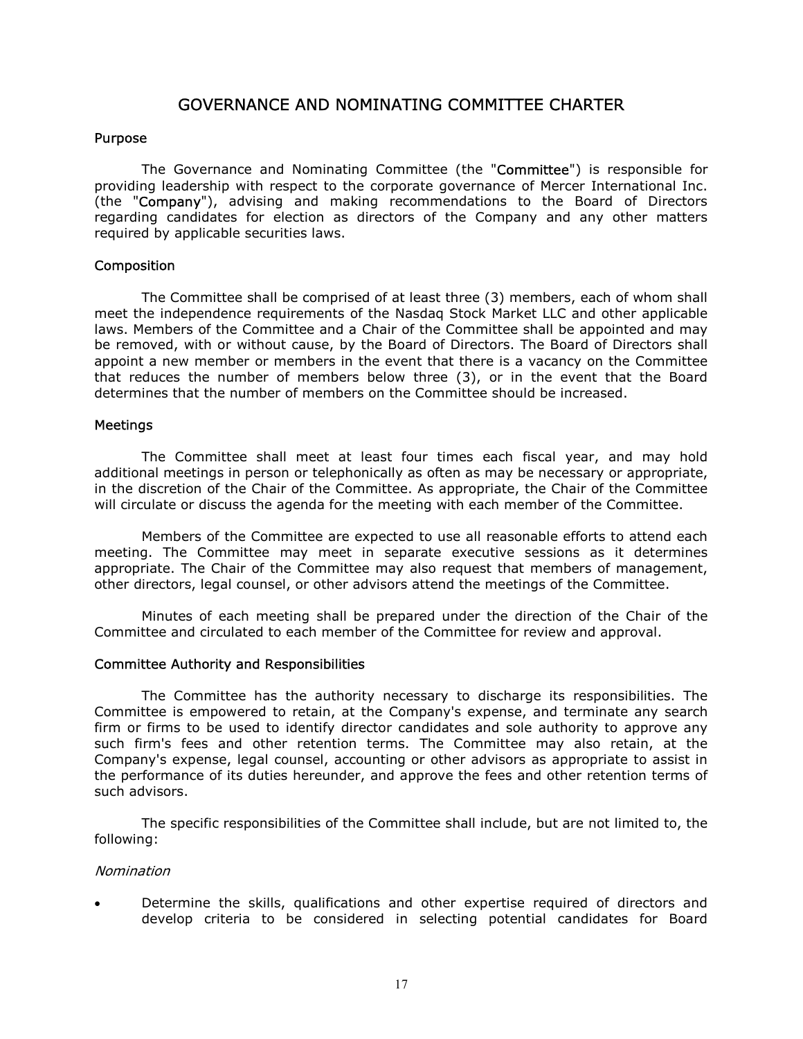# GOVERNANCE AND NOMINATING COMMITTEE CHARTER

### Purpose

The Governance and Nominating Committee (the "**Committee**") is responsible for providing leadership with respect to the corporate governance of Mercer International Inc. (the "**Company**"), advising and making recommendations to the Board of Directors regarding candidates for election as directors of the Company and any other matters required by applicable securities laws.

### Composition

The Committee shall be comprised of at least three (3) members, each of whom shall meet the independence requirements of the Nasdaq Stock Market LLC and other applicable laws. Members of the Committee and a Chair of the Committee shall be appointed and may be removed, with or without cause, by the Board of Directors. The Board of Directors shall appoint a new member or members in the event that there is a vacancy on the Committee that reduces the number of members below three (3), or in the event that the Board determines that the number of members on the Committee should be increased.

### Meetings

The Committee shall meet at least four times each fiscal year, and may hold additional meetings in person or telephonically as often as may be necessary or appropriate, in the discretion of the Chair of the Committee. As appropriate, the Chair of the Committee will circulate or discuss the agenda for the meeting with each member of the Committee.

Members of the Committee are expected to use all reasonable efforts to attend each meeting. The Committee may meet in separate executive sessions as it determines appropriate. The Chair of the Committee may also request that members of management, other directors, legal counsel, or other advisors attend the meetings of the Committee.

Minutes of each meeting shall be prepared under the direction of the Chair of the Committee and circulated to each member of the Committee for review and approval.

### Committee Authority and Responsibilities

The Committee has the authority necessary to discharge its responsibilities. The Committee is empowered to retain, at the Company's expense, and terminate any search firm or firms to be used to identify director candidates and sole authority to approve any such firm's fees and other retention terms. The Committee may also retain, at the Company's expense, legal counsel, accounting or other advisors as appropriate to assist in the performance of its duties hereunder, and approve the fees and other retention terms of such advisors.

The specific responsibilities of the Committee shall include, but are not limited to, the following:

*Nomination*

- Determine the skills, qualifications and other expertise required of directors and develop criteria to be considered in selecting potential candidates for Board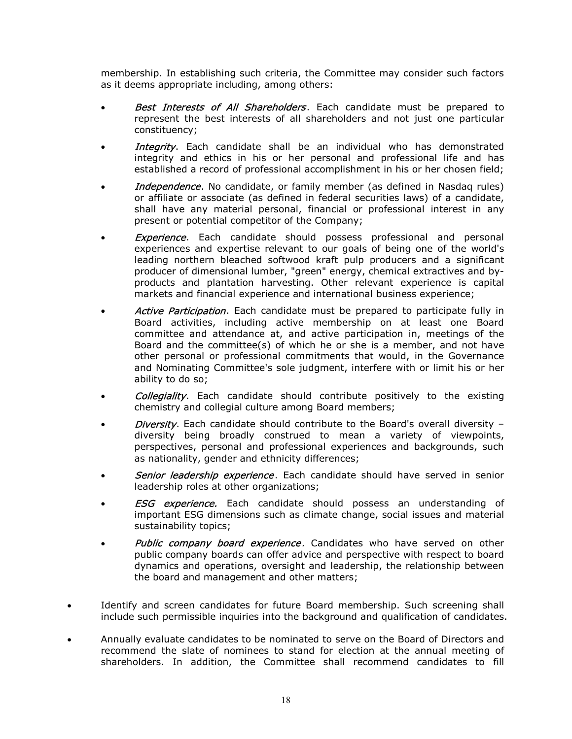membership. In establishing such criteria, the Committee may consider such factors as it deems appropriate including, among others:

- *Best Interests of All Shareholders*. Each candidate must be prepared to represent the best interests of all shareholders and not just one particular constituency;
- *Integrity*. Each candidate shall be an individual who has demonstrated integrity and ethics in his or her personal and professional life and has established a record of professional accomplishment in his or her chosen field;
- *Independence*. No candidate, or family member (as defined in Nasdaq rules) or affiliate or associate (as defined in federal securities laws) of a candidate, shall have any material personal, financial or professional interest in any present or potential competitor of the Company;
- *Experience*. Each candidate should possess professional and personal experiences and expertise relevant to our goals of being one of the world's leading northern bleached softwood kraft pulp producers and a significant producer of dimensional lumber, "green" energy, chemical extractives and by-products and plantation harvesting. Other relevant experience is capital markets and financial experience and international business experience;
- *Active Participation*. Each candidate must be prepared to participate fully in Board activities, including active membership on at least one Board committee and attendance at, and active participation in, meetings of the Board and the committee(s) of which he or she is a member, and not have other personal or professional commitments that would, in the Governance and Nominating Committee's sole judgment, interfere with or limit his or her ability to do so;
- *Collegiality*. Each candidate should contribute positively to the existing chemistry and collegial culture among Board members;
- *Diversity*. Each candidate should contribute to the Board's overall diversity – diversity being broadly construed to mean a variety of viewpoints, perspectives, personal and professional experiences and backgrounds, such as nationality, gender and ethnicity differences;
- *Senior leadership experience*. Each candidate should have served in senior leadership roles at other organizations;
- *ESG experience.* Each candidate should possess an understanding of important ESG dimensions such as climate change, social issues and material sustainability topics;
- *Public company board experience*. Candidates who have served on other public company boards can offer advice and perspective with respect to board dynamics and operations, oversight and leadership, the relationship between the board and management and other matters;

- Identify and screen candidates for future Board membership. Such screening shall include such permissible inquiries into the background and qualification of candidates.
- Annually evaluate candidates to be nominated to serve on the Board of Directors and recommend the slate of nominees to stand for election at the annual meeting of shareholders. In addition, the Committee shall recommend candidates to fill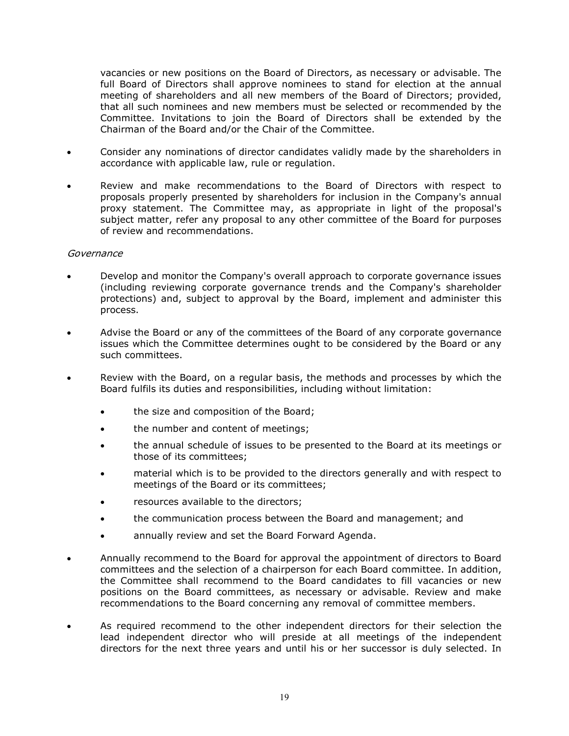vacancies or new positions on the Board of Directors, as necessary or advisable. The full Board of Directors shall approve nominees to stand for election at the annual meeting of shareholders and all new members of the Board of Directors; provided, that all such nominees and new members must be selected or recommended by the Committee. Invitations to join the Board of Directors shall be extended by the Chairman of the Board and/or the Chair of the Committee.

- Consider any nominations of director candidates validly made by the shareholders in accordance with applicable law, rule or regulation.
- Review and make recommendations to the Board of Directors with respect to proposals properly presented by shareholders for inclusion in the Company's annual proxy statement. The Committee may, as appropriate in light of the proposal's subject matter, refer any proposal to any other committee of the Board for purposes of review and recommendations.

*Governance*

- Develop and monitor the Company's overall approach to corporate governance issues (including reviewing corporate governance trends and the Company's shareholder protections) and, subject to approval by the Board, implement and administer this process.
- Advise the Board or any of the committees of the Board of any corporate governance issues which the Committee determines ought to be considered by the Board or any such committees.
- Review with the Board, on a regular basis, the methods and processes by which the Board fulfils its duties and responsibilities, including without limitation:
    - the size and composition of the Board;
    - the number and content of meetings;
    - the annual schedule of issues to be presented to the Board at its meetings or those of its committees;
    - material which is to be provided to the directors generally and with respect to meetings of the Board or its committees;
    - resources available to the directors;
    - the communication process between the Board and management; and
    - annually review and set the Board Forward Agenda.
- Annually recommend to the Board for approval the appointment of directors to Board committees and the selection of a chairperson for each Board committee. In addition, the Committee shall recommend to the Board candidates to fill vacancies or new positions on the Board committees, as necessary or advisable. Review and make recommendations to the Board concerning any removal of committee members.
- As required recommend to the other independent directors for their selection the lead independent director who will preside at all meetings of the independent directors for the next three years and until his or her successor is duly selected. In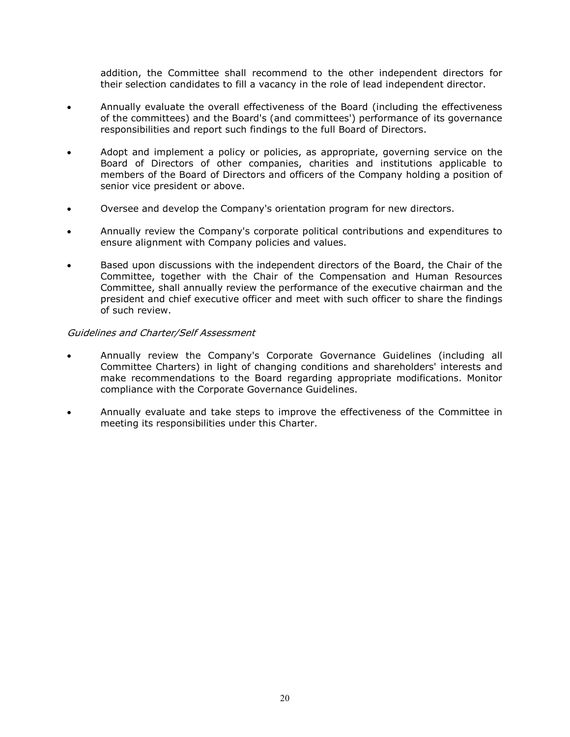addition, the Committee shall recommend to the other independent directors for their selection candidates to fill a vacancy in the role of lead independent director.

- Annually evaluate the overall effectiveness of the Board (including the effectiveness of the committees) and the Board's (and committees') performance of its governance responsibilities and report such findings to the full Board of Directors.
- Adopt and implement a policy or policies, as appropriate, governing service on the Board of Directors of other companies, charities and institutions applicable to members of the Board of Directors and officers of the Company holding a position of senior vice president or above.
- Oversee and develop the Company's orientation program for new directors.
- Annually review the Company's corporate political contributions and expenditures to ensure alignment with Company policies and values.
- Based upon discussions with the independent directors of the Board, the Chair of the Committee, together with the Chair of the Compensation and Human Resources Committee, shall annually review the performance of the executive chairman and the president and chief executive officer and meet with such officer to share the findings of such review.

*Guidelines and Charter/Self Assessment*

- Annually review the Company's Corporate Governance Guidelines (including all Committee Charters) in light of changing conditions and shareholders' interests and make recommendations to the Board regarding appropriate modifications. Monitor compliance with the Corporate Governance Guidelines.
- Annually evaluate and take steps to improve the effectiveness of the Committee in meeting its responsibilities under this Charter.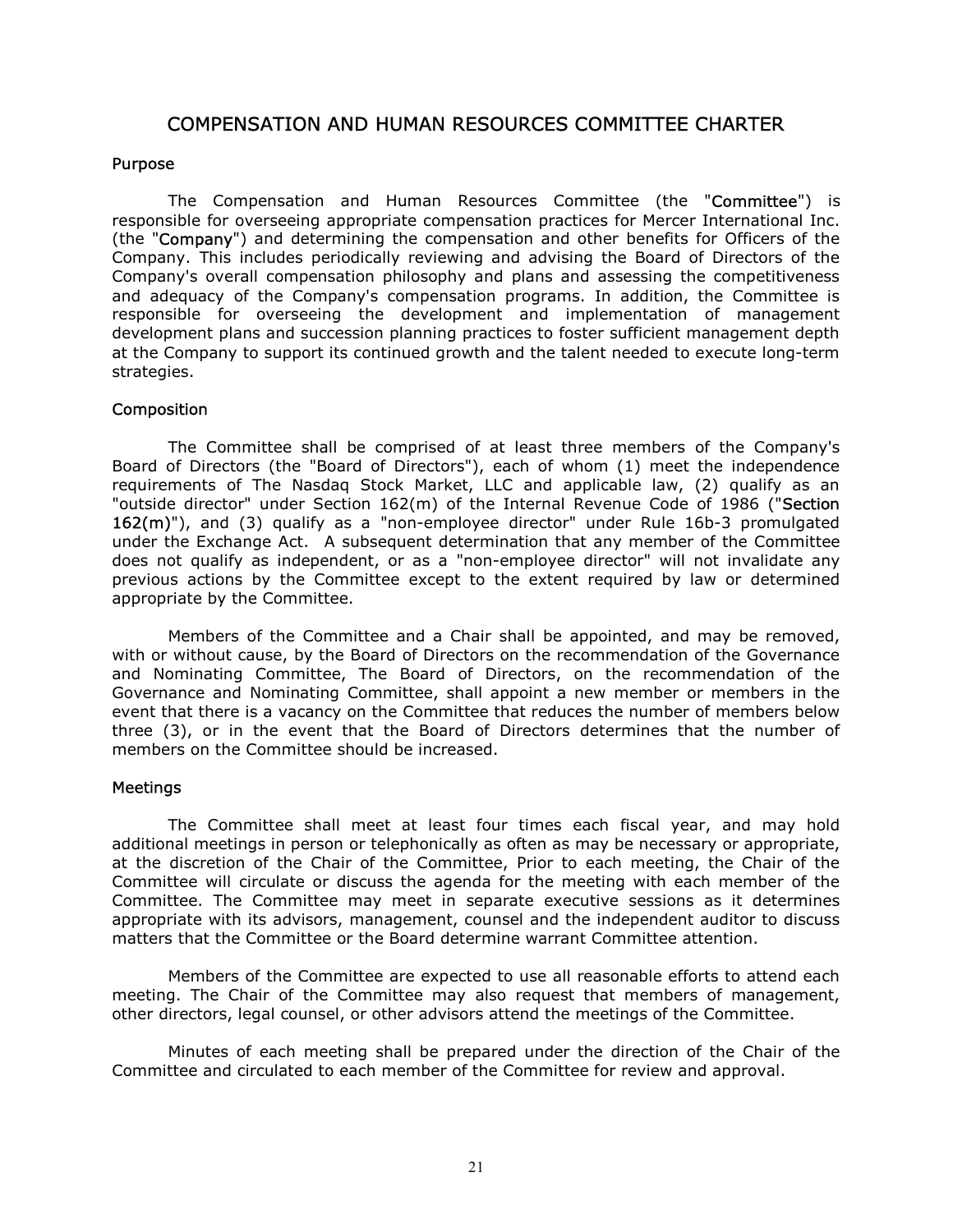# COMPENSATION AND HUMAN RESOURCES COMMITTEE CHARTER

## Purpose

The Compensation and Human Resources Committee (the "**Committee**") is responsible for overseeing appropriate compensation practices for Mercer International Inc. (the "**Company**") and determining the compensation and other benefits for Officers of the Company. This includes periodically reviewing and advising the Board of Directors of the Company's overall compensation philosophy and plans and assessing the competitiveness and adequacy of the Company's compensation programs. In addition, the Committee is responsible for overseeing the development and implementation of management development plans and succession planning practices to foster sufficient management depth at the Company to support its continued growth and the talent needed to execute long-term strategies.

## Composition

The Committee shall be comprised of at least three members of the Company's Board of Directors (the "Board of Directors"), each of whom (1) meet the independence requirements of The Nasdaq Stock Market, LLC and applicable law, (2) qualify as an "outside director" under Section 162(m) of the Internal Revenue Code of 1986 ("**Section 162(m)**"), and (3) qualify as a "non-employee director" under Rule 16b-3 promulgated under the Exchange Act. A subsequent determination that any member of the Committee does not qualify as independent, or as a "non-employee director" will not invalidate any previous actions by the Committee except to the extent required by law or determined appropriate by the Committee.

Members of the Committee and a Chair shall be appointed, and may be removed, with or without cause, by the Board of Directors on the recommendation of the Governance and Nominating Committee, The Board of Directors, on the recommendation of the Governance and Nominating Committee, shall appoint a new member or members in the event that there is a vacancy on the Committee that reduces the number of members below three (3), or in the event that the Board of Directors determines that the number of members on the Committee should be increased.

## Meetings

The Committee shall meet at least four times each fiscal year, and may hold additional meetings in person or telephonically as often as may be necessary or appropriate, at the discretion of the Chair of the Committee, Prior to each meeting, the Chair of the Committee will circulate or discuss the agenda for the meeting with each member of the Committee. The Committee may meet in separate executive sessions as it determines appropriate with its advisors, management, counsel and the independent auditor to discuss matters that the Committee or the Board determine warrant Committee attention.

Members of the Committee are expected to use all reasonable efforts to attend each meeting. The Chair of the Committee may also request that members of management, other directors, legal counsel, or other advisors attend the meetings of the Committee.

Minutes of each meeting shall be prepared under the direction of the Chair of the Committee and circulated to each member of the Committee for review and approval.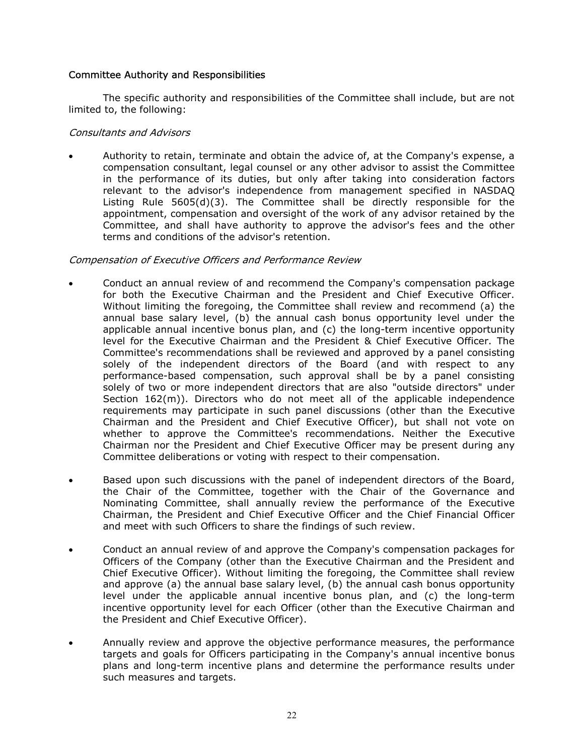### Committee Authority and Responsibilities

The specific authority and responsibilities of the Committee shall include, but are not limited to, the following:

*Consultants and Advisors*

- Authority to retain, terminate and obtain the advice of, at the Company's expense, a compensation consultant, legal counsel or any other advisor to assist the Committee in the performance of its duties, but only after taking into consideration factors relevant to the advisor's independence from management specified in NASDAQ Listing Rule 5605(d)(3). The Committee shall be directly responsible for the appointment, compensation and oversight of the work of any advisor retained by the Committee, and shall have authority to approve the advisor's fees and the other terms and conditions of the advisor's retention.

*Compensation of Executive Officers and Performance Review*

- Conduct an annual review of and recommend the Company's compensation package for both the Executive Chairman and the President and Chief Executive Officer. Without limiting the foregoing, the Committee shall review and recommend (a) the annual base salary level, (b) the annual cash bonus opportunity level under the applicable annual incentive bonus plan, and (c) the long-term incentive opportunity level for the Executive Chairman and the President & Chief Executive Officer. The Committee's recommendations shall be reviewed and approved by a panel consisting solely of the independent directors of the Board (and with respect to any performance-based compensation, such approval shall be by a panel consisting solely of two or more independent directors that are also "outside directors" under Section 162(m)). Directors who do not meet all of the applicable independence requirements may participate in such panel discussions (other than the Executive Chairman and the President and Chief Executive Officer), but shall not vote on whether to approve the Committee's recommendations. Neither the Executive Chairman nor the President and Chief Executive Officer may be present during any Committee deliberations or voting with respect to their compensation.

- Based upon such discussions with the panel of independent directors of the Board, the Chair of the Committee, together with the Chair of the Governance and Nominating Committee, shall annually review the performance of the Executive Chairman, the President and Chief Executive Officer and the Chief Financial Officer and meet with such Officers to share the findings of such review.

- Conduct an annual review of and approve the Company's compensation packages for Officers of the Company (other than the Executive Chairman and the President and Chief Executive Officer). Without limiting the foregoing, the Committee shall review and approve (a) the annual base salary level, (b) the annual cash bonus opportunity level under the applicable annual incentive bonus plan, and (c) the long-term incentive opportunity level for each Officer (other than the Executive Chairman and the President and Chief Executive Officer).

- Annually review and approve the objective performance measures, the performance targets and goals for Officers participating in the Company's annual incentive bonus plans and long-term incentive plans and determine the performance results under such measures and targets.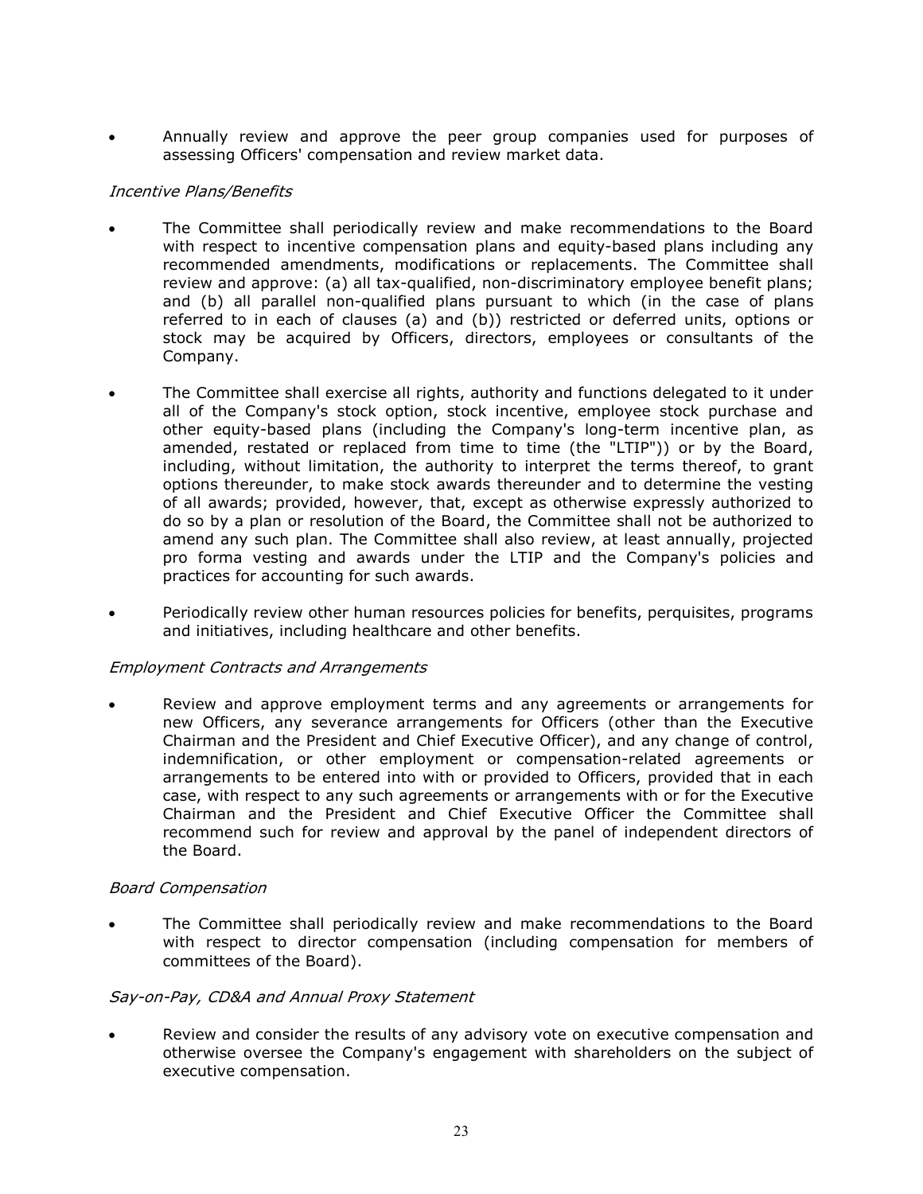- Annually review and approve the peer group companies used for purposes of assessing Officers' compensation and review market data.

*Incentive Plans/Benefits*

- The Committee shall periodically review and make recommendations to the Board with respect to incentive compensation plans and equity-based plans including any recommended amendments, modifications or replacements. The Committee shall review and approve: (a) all tax-qualified, non-discriminatory employee benefit plans; and (b) all parallel non-qualified plans pursuant to which (in the case of plans referred to in each of clauses (a) and (b)) restricted or deferred units, options or stock may be acquired by Officers, directors, employees or consultants of the Company.

- The Committee shall exercise all rights, authority and functions delegated to it under all of the Company's stock option, stock incentive, employee stock purchase and other equity-based plans (including the Company's long-term incentive plan, as amended, restated or replaced from time to time (the "LTIP")) or by the Board, including, without limitation, the authority to interpret the terms thereof, to grant options thereunder, to make stock awards thereunder and to determine the vesting of all awards; provided, however, that, except as otherwise expressly authorized to do so by a plan or resolution of the Board, the Committee shall not be authorized to amend any such plan. The Committee shall also review, at least annually, projected pro forma vesting and awards under the LTIP and the Company's policies and practices for accounting for such awards.

- Periodically review other human resources policies for benefits, perquisites, programs and initiatives, including healthcare and other benefits.

*Employment Contracts and Arrangements*

- Review and approve employment terms and any agreements or arrangements for new Officers, any severance arrangements for Officers (other than the Executive Chairman and the President and Chief Executive Officer), and any change of control, indemnification, or other employment or compensation-related agreements or arrangements to be entered into with or provided to Officers, provided that in each case, with respect to any such agreements or arrangements with or for the Executive Chairman and the President and Chief Executive Officer the Committee shall recommend such for review and approval by the panel of independent directors of the Board.

*Board Compensation*

- The Committee shall periodically review and make recommendations to the Board with respect to director compensation (including compensation for members of committees of the Board).

*Say-on-Pay, CD&A and Annual Proxy Statement*

- Review and consider the results of any advisory vote on executive compensation and otherwise oversee the Company's engagement with shareholders on the subject of executive compensation.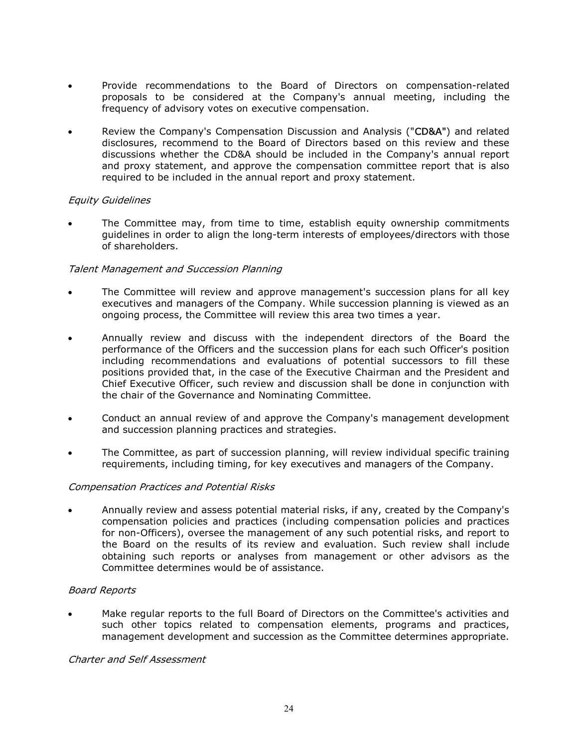- Provide recommendations to the Board of Directors on compensation-related proposals to be considered at the Company's annual meeting, including the frequency of advisory votes on executive compensation.
- Review the Company's Compensation Discussion and Analysis ("**CD&A**") and related disclosures, recommend to the Board of Directors based on this review and these discussions whether the CD&A should be included in the Company's annual report and proxy statement, and approve the compensation committee report that is also required to be included in the annual report and proxy statement.

*Equity Guidelines*

- The Committee may, from time to time, establish equity ownership commitments guidelines in order to align the long-term interests of employees/directors with those of shareholders.

*Talent Management and Succession Planning*

- The Committee will review and approve management's succession plans for all key executives and managers of the Company. While succession planning is viewed as an ongoing process, the Committee will review this area two times a year.
- Annually review and discuss with the independent directors of the Board the performance of the Officers and the succession plans for each such Officer's position including recommendations and evaluations of potential successors to fill these positions provided that, in the case of the Executive Chairman and the President and Chief Executive Officer, such review and discussion shall be done in conjunction with the chair of the Governance and Nominating Committee.
- Conduct an annual review of and approve the Company's management development and succession planning practices and strategies.
- The Committee, as part of succession planning, will review individual specific training requirements, including timing, for key executives and managers of the Company.

*Compensation Practices and Potential Risks*

- Annually review and assess potential material risks, if any, created by the Company's compensation policies and practices (including compensation policies and practices for non-Officers), oversee the management of any such potential risks, and report to the Board on the results of its review and evaluation. Such review shall include obtaining such reports or analyses from management or other advisors as the Committee determines would be of assistance.

*Board Reports*

- Make regular reports to the full Board of Directors on the Committee's activities and such other topics related to compensation elements, programs and practices, management development and succession as the Committee determines appropriate.

*Charter and Self Assessment*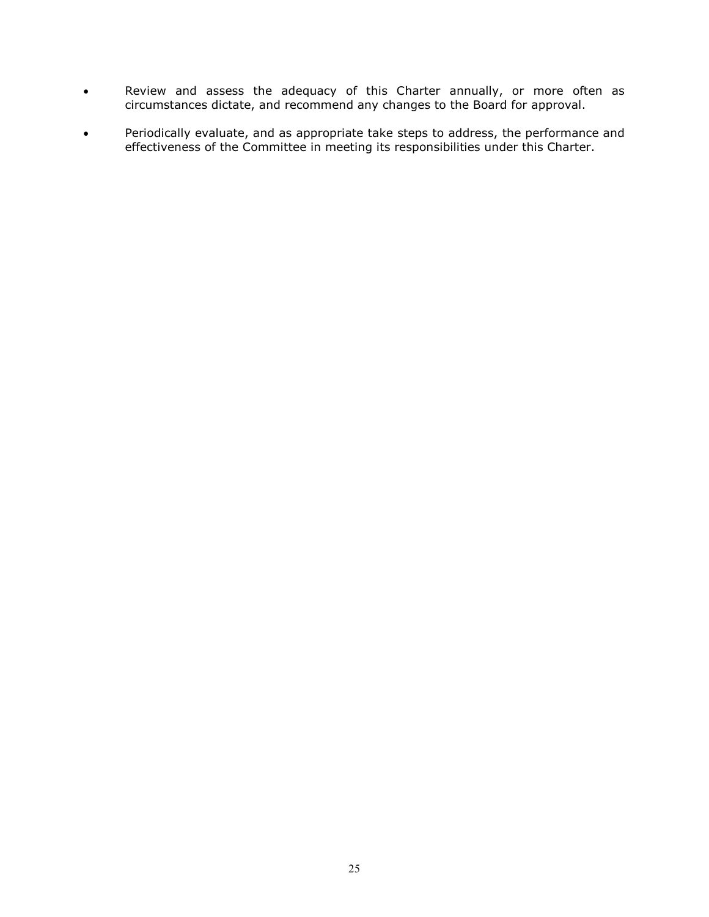- Review and assess the adequacy of this Charter annually, or more often as circumstances dictate, and recommend any changes to the Board for approval.

- Periodically evaluate, and as appropriate take steps to address, the performance and effectiveness of the Committee in meeting its responsibilities under this Charter.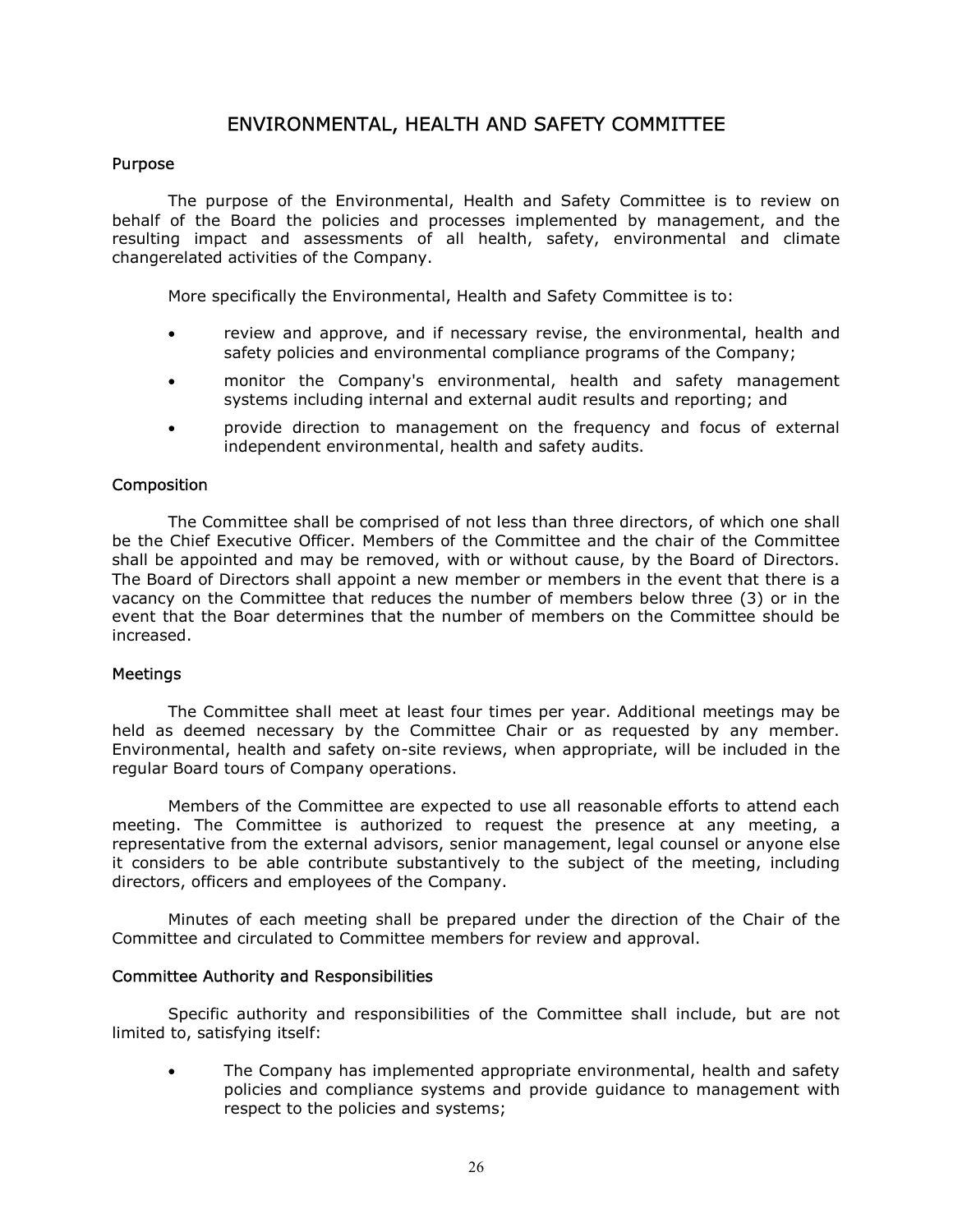# ENVIRONMENTAL, HEALTH AND SAFETY COMMITTEE

## Purpose

The purpose of the Environmental, Health and Safety Committee is to review on behalf of the Board the policies and processes implemented by management, and the resulting impact and assessments of all health, safety, environmental and climate changerelated activities of the Company.

More specifically the Environmental, Health and Safety Committee is to:

- review and approve, and if necessary revise, the environmental, health and safety policies and environmental compliance programs of the Company;
- monitor the Company's environmental, health and safety management systems including internal and external audit results and reporting; and
- provide direction to management on the frequency and focus of external independent environmental, health and safety audits.

## Composition

The Committee shall be comprised of not less than three directors, of which one shall be the Chief Executive Officer. Members of the Committee and the chair of the Committee shall be appointed and may be removed, with or without cause, by the Board of Directors. The Board of Directors shall appoint a new member or members in the event that there is a vacancy on the Committee that reduces the number of members below three (3) or in the event that the Boar determines that the number of members on the Committee should be increased.

## Meetings

The Committee shall meet at least four times per year. Additional meetings may be held as deemed necessary by the Committee Chair or as requested by any member. Environmental, health and safety on-site reviews, when appropriate, will be included in the regular Board tours of Company operations.

Members of the Committee are expected to use all reasonable efforts to attend each meeting. The Committee is authorized to request the presence at any meeting, a representative from the external advisors, senior management, legal counsel or anyone else it considers to be able contribute substantively to the subject of the meeting, including directors, officers and employees of the Company.

Minutes of each meeting shall be prepared under the direction of the Chair of the Committee and circulated to Committee members for review and approval.

## Committee Authority and Responsibilities

Specific authority and responsibilities of the Committee shall include, but are not limited to, satisfying itself:

- The Company has implemented appropriate environmental, health and safety policies and compliance systems and provide guidance to management with respect to the policies and systems;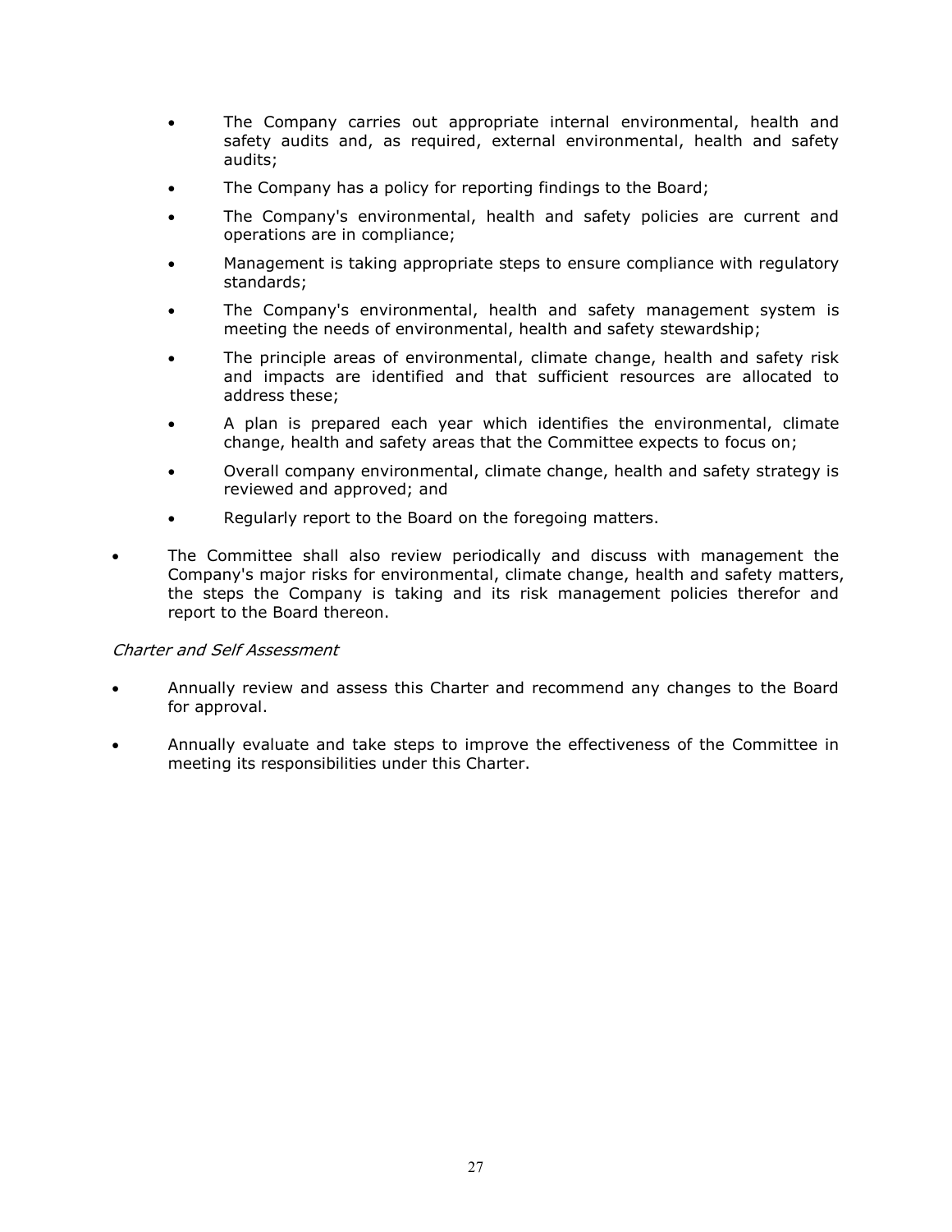- The Company carries out appropriate internal environmental, health and safety audits and, as required, external environmental, health and safety audits;
    - The Company has a policy for reporting findings to the Board;
    - The Company's environmental, health and safety policies are current and operations are in compliance;
    - Management is taking appropriate steps to ensure compliance with regulatory standards;
    - The Company's environmental, health and safety management system is meeting the needs of environmental, health and safety stewardship;
    - The principle areas of environmental, climate change, health and safety risk and impacts are identified and that sufficient resources are allocated to address these;
    - A plan is prepared each year which identifies the environmental, climate change, health and safety areas that the Committee expects to focus on;
    - Overall company environmental, climate change, health and safety strategy is reviewed and approved; and
    - Regularly report to the Board on the foregoing matters.

- The Committee shall also review periodically and discuss with management the Company's major risks for environmental, climate change, health and safety matters, the steps the Company is taking and its risk management policies therefor and report to the Board thereon.

*Charter and Self Assessment*

- Annually review and assess this Charter and recommend any changes to the Board for approval.
- Annually evaluate and take steps to improve the effectiveness of the Committee in meeting its responsibilities under this Charter.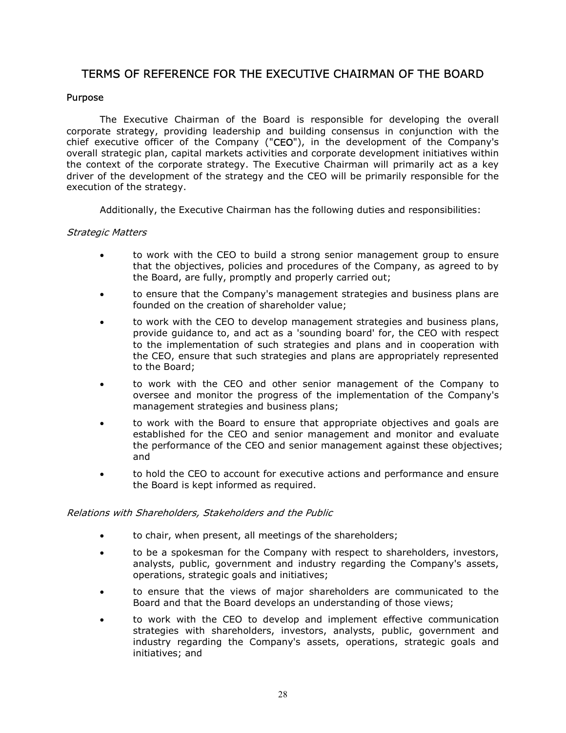# TERMS OF REFERENCE FOR THE EXECUTIVE CHAIRMAN OF THE BOARD

## Purpose

The Executive Chairman of the Board is responsible for developing the overall corporate strategy, providing leadership and building consensus in conjunction with the chief executive officer of the Company ("**CEO**"), in the development of the Company's overall strategic plan, capital markets activities and corporate development initiatives within the context of the corporate strategy. The Executive Chairman will primarily act as a key driver of the development of the strategy and the CEO will be primarily responsible for the execution of the strategy.

Additionally, the Executive Chairman has the following duties and responsibilities:

*Strategic Matters*

- to work with the CEO to build a strong senior management group to ensure that the objectives, policies and procedures of the Company, as agreed to by the Board, are fully, promptly and properly carried out;
- to ensure that the Company's management strategies and business plans are founded on the creation of shareholder value;
- to work with the CEO to develop management strategies and business plans, provide guidance to, and act as a 'sounding board' for, the CEO with respect to the implementation of such strategies and plans and in cooperation with the CEO, ensure that such strategies and plans are appropriately represented to the Board;
- to work with the CEO and other senior management of the Company to oversee and monitor the progress of the implementation of the Company's management strategies and business plans;
- to work with the Board to ensure that appropriate objectives and goals are established for the CEO and senior management and monitor and evaluate the performance of the CEO and senior management against these objectives; and
- to hold the CEO to account for executive actions and performance and ensure the Board is kept informed as required.

*Relations with Shareholders, Stakeholders and the Public*

- to chair, when present, all meetings of the shareholders;
- to be a spokesman for the Company with respect to shareholders, investors, analysts, public, government and industry regarding the Company's assets, operations, strategic goals and initiatives;
- to ensure that the views of major shareholders are communicated to the Board and that the Board develops an understanding of those views;
- to work with the CEO to develop and implement effective communication strategies with shareholders, investors, analysts, public, government and industry regarding the Company's assets, operations, strategic goals and initiatives; and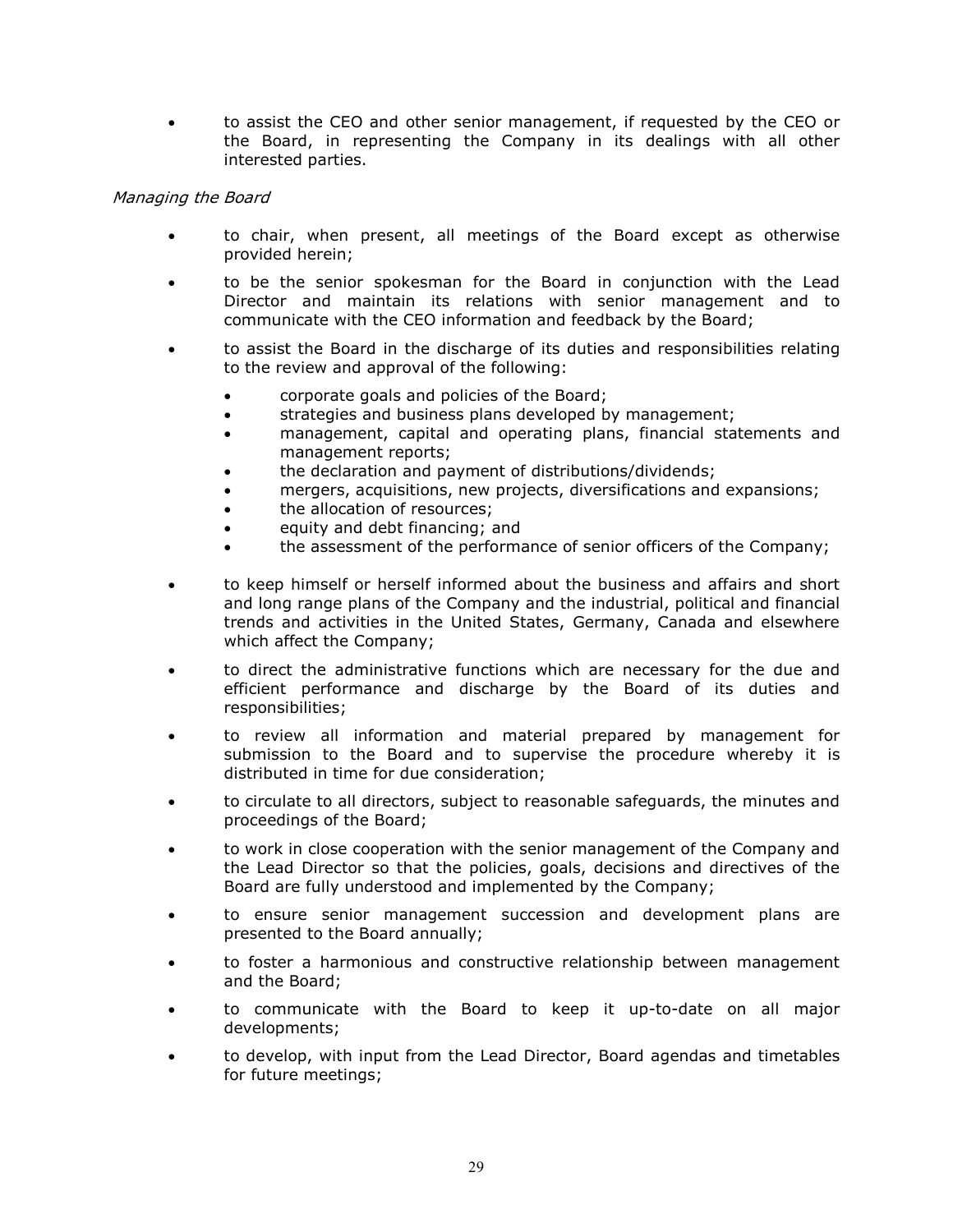- to assist the CEO and other senior management, if requested by the CEO or the Board, in representing the Company in its dealings with all other interested parties.

*Managing the Board*

- to chair, when present, all meetings of the Board except as otherwise provided herein;
- to be the senior spokesman for the Board in conjunction with the Lead Director and maintain its relations with senior management and to communicate with the CEO information and feedback by the Board;
- to assist the Board in the discharge of its duties and responsibilities relating to the review and approval of the following:
  - corporate goals and policies of the Board;
  - strategies and business plans developed by management;
  - management, capital and operating plans, financial statements and management reports;
  - the declaration and payment of distributions/dividends;
  - mergers, acquisitions, new projects, diversifications and expansions;
  - the allocation of resources;
  - equity and debt financing; and
  - the assessment of the performance of senior officers of the Company;
- to keep himself or herself informed about the business and affairs and short and long range plans of the Company and the industrial, political and financial trends and activities in the United States, Germany, Canada and elsewhere which affect the Company;
- to direct the administrative functions which are necessary for the due and efficient performance and discharge by the Board of its duties and responsibilities;
- to review all information and material prepared by management for submission to the Board and to supervise the procedure whereby it is distributed in time for due consideration;
- to circulate to all directors, subject to reasonable safeguards, the minutes and proceedings of the Board;
- to work in close cooperation with the senior management of the Company and the Lead Director so that the policies, goals, decisions and directives of the Board are fully understood and implemented by the Company;
- to ensure senior management succession and development plans are presented to the Board annually;
- to foster a harmonious and constructive relationship between management and the Board;
- to communicate with the Board to keep it up-to-date on all major developments;
- to develop, with input from the Lead Director, Board agendas and timetables for future meetings;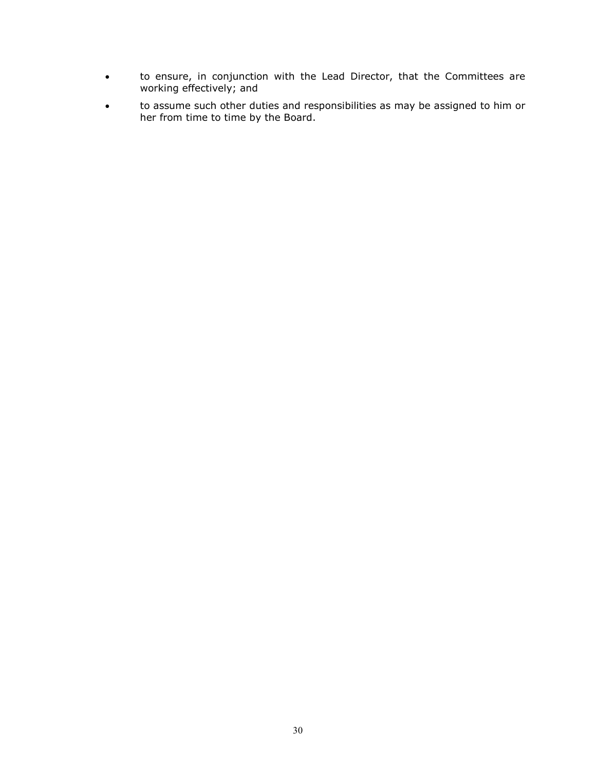- to ensure, in conjunction with the Lead Director, that the Committees are working effectively; and
- to assume such other duties and responsibilities as may be assigned to him or her from time to time by the Board.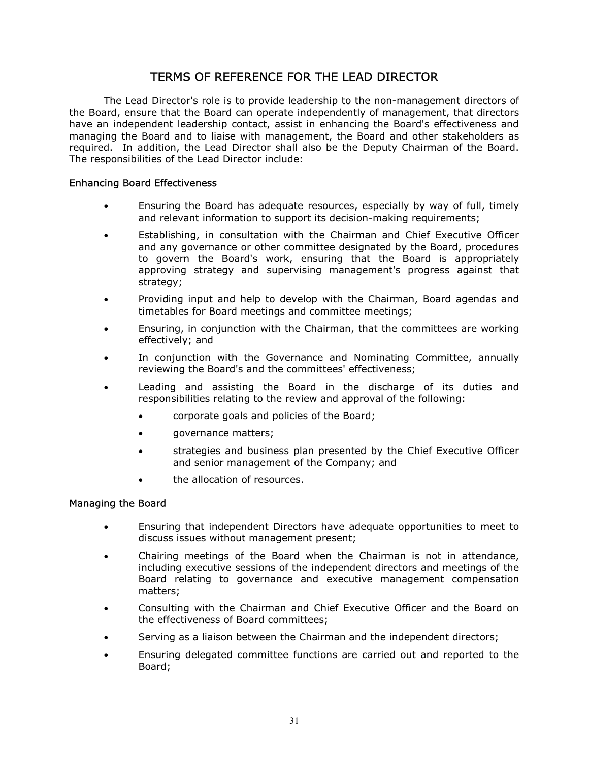# TERMS OF REFERENCE FOR THE LEAD DIRECTOR

The Lead Director's role is to provide leadership to the non-management directors of the Board, ensure that the Board can operate independently of management, that directors have an independent leadership contact, assist in enhancing the Board's effectiveness and managing the Board and to liaise with management, the Board and other stakeholders as required. In addition, the Lead Director shall also be the Deputy Chairman of the Board. The responsibilities of the Lead Director include:

## Enhancing Board Effectiveness

- Ensuring the Board has adequate resources, especially by way of full, timely and relevant information to support its decision-making requirements;
- Establishing, in consultation with the Chairman and Chief Executive Officer and any governance or other committee designated by the Board, procedures to govern the Board's work, ensuring that the Board is appropriately approving strategy and supervising management's progress against that strategy;
- Providing input and help to develop with the Chairman, Board agendas and timetables for Board meetings and committee meetings;
- Ensuring, in conjunction with the Chairman, that the committees are working effectively; and
- In conjunction with the Governance and Nominating Committee, annually reviewing the Board's and the committees' effectiveness;
- Leading and assisting the Board in the discharge of its duties and responsibilities relating to the review and approval of the following:
  - corporate goals and policies of the Board;
  - governance matters;
  - strategies and business plan presented by the Chief Executive Officer and senior management of the Company; and
  - the allocation of resources.

## Managing the Board

- Ensuring that independent Directors have adequate opportunities to meet to discuss issues without management present;
- Chairing meetings of the Board when the Chairman is not in attendance, including executive sessions of the independent directors and meetings of the Board relating to governance and executive management compensation matters;
- Consulting with the Chairman and Chief Executive Officer and the Board on the effectiveness of Board committees;
- Serving as a liaison between the Chairman and the independent directors;
- Ensuring delegated committee functions are carried out and reported to the Board;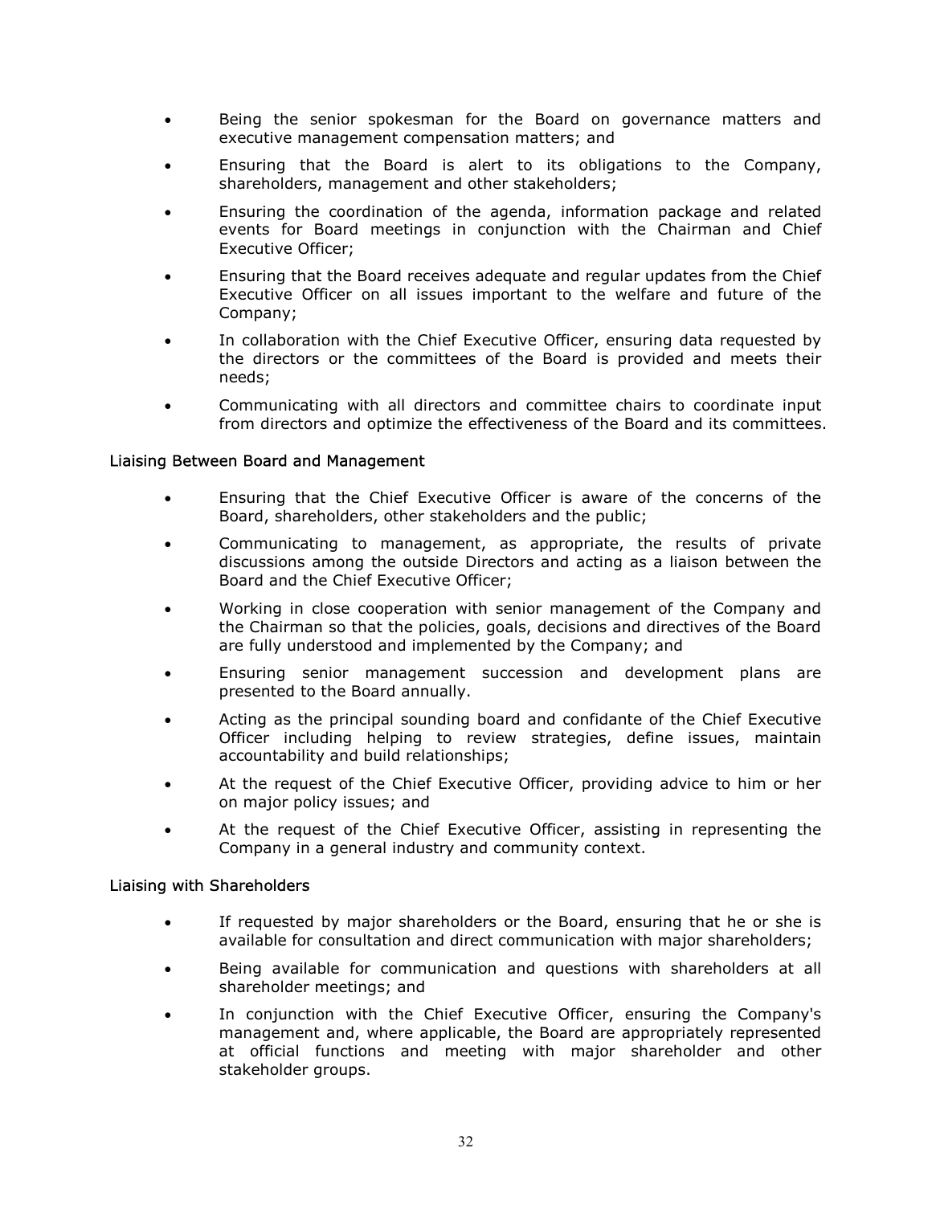- Being the senior spokesman for the Board on governance matters and executive management compensation matters; and
- Ensuring that the Board is alert to its obligations to the Company, shareholders, management and other stakeholders;
- Ensuring the coordination of the agenda, information package and related events for Board meetings in conjunction with the Chairman and Chief Executive Officer;
- Ensuring that the Board receives adequate and regular updates from the Chief Executive Officer on all issues important to the welfare and future of the Company;
- In collaboration with the Chief Executive Officer, ensuring data requested by the directors or the committees of the Board is provided and meets their needs;
- Communicating with all directors and committee chairs to coordinate input from directors and optimize the effectiveness of the Board and its committees.

Liaising Between Board and Management

- Ensuring that the Chief Executive Officer is aware of the concerns of the Board, shareholders, other stakeholders and the public;
- Communicating to management, as appropriate, the results of private discussions among the outside Directors and acting as a liaison between the Board and the Chief Executive Officer;
- Working in close cooperation with senior management of the Company and the Chairman so that the policies, goals, decisions and directives of the Board are fully understood and implemented by the Company; and
- Ensuring senior management succession and development plans are presented to the Board annually.
- Acting as the principal sounding board and confidante of the Chief Executive Officer including helping to review strategies, define issues, maintain accountability and build relationships;
- At the request of the Chief Executive Officer, providing advice to him or her on major policy issues; and
- At the request of the Chief Executive Officer, assisting in representing the Company in a general industry and community context.

Liaising with Shareholders

- If requested by major shareholders or the Board, ensuring that he or she is available for consultation and direct communication with major shareholders;
- Being available for communication and questions with shareholders at all shareholder meetings; and
- In conjunction with the Chief Executive Officer, ensuring the Company's management and, where applicable, the Board are appropriately represented at official functions and meeting with major shareholder and other stakeholder groups.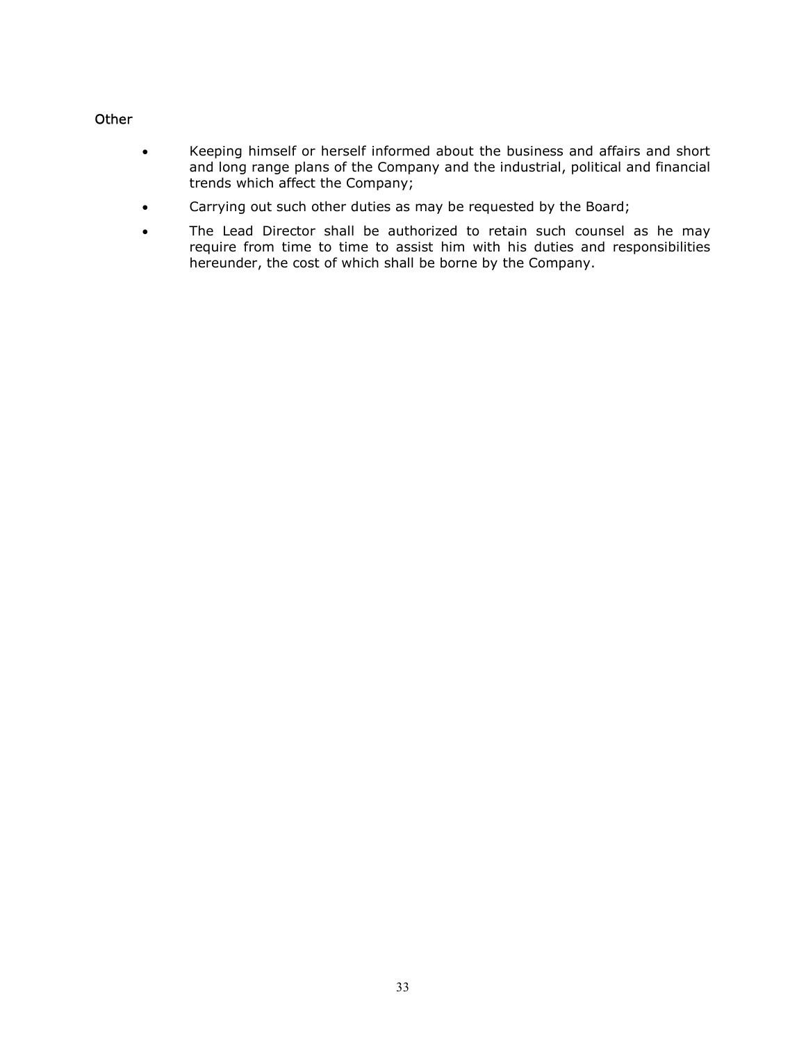### Other

- Keeping himself or herself informed about the business and affairs and short and long range plans of the Company and the industrial, political and financial trends which affect the Company;
- Carrying out such other duties as may be requested by the Board;
- The Lead Director shall be authorized to retain such counsel as he may require from time to time to assist him with his duties and responsibilities hereunder, the cost of which shall be borne by the Company.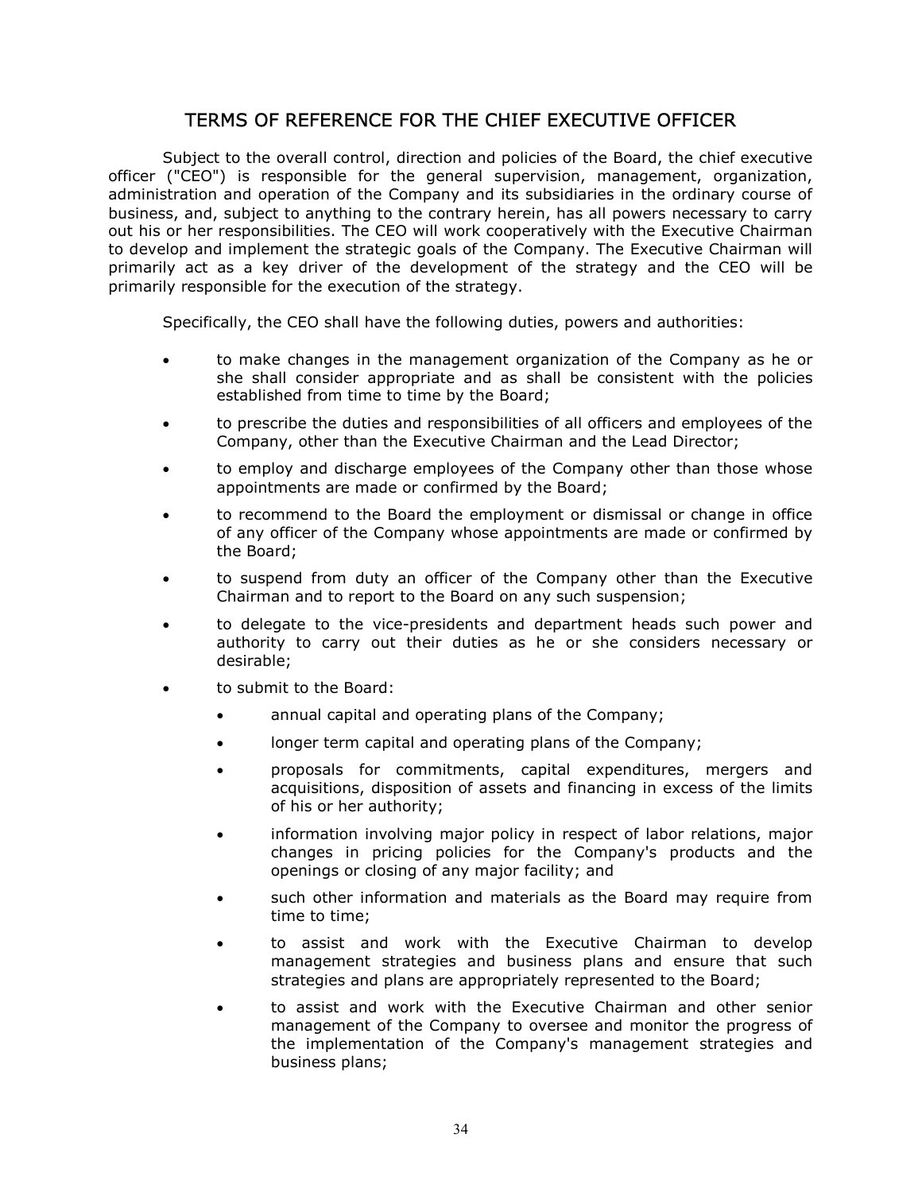# TERMS OF REFERENCE FOR THE CHIEF EXECUTIVE OFFICER

Subject to the overall control, direction and policies of the Board, the chief executive officer ("CEO") is responsible for the general supervision, management, organization, administration and operation of the Company and its subsidiaries in the ordinary course of business, and, subject to anything to the contrary herein, has all powers necessary to carry out his or her responsibilities. The CEO will work cooperatively with the Executive Chairman to develop and implement the strategic goals of the Company. The Executive Chairman will primarily act as a key driver of the development of the strategy and the CEO will be primarily responsible for the execution of the strategy.

Specifically, the CEO shall have the following duties, powers and authorities:

- to make changes in the management organization of the Company as he or she shall consider appropriate and as shall be consistent with the policies established from time to time by the Board;
- to prescribe the duties and responsibilities of all officers and employees of the Company, other than the Executive Chairman and the Lead Director;
- to employ and discharge employees of the Company other than those whose appointments are made or confirmed by the Board;
- to recommend to the Board the employment or dismissal or change in office of any officer of the Company whose appointments are made or confirmed by the Board;
- to suspend from duty an officer of the Company other than the Executive Chairman and to report to the Board on any such suspension;
- to delegate to the vice-presidents and department heads such power and authority to carry out their duties as he or she considers necessary or desirable;
- to submit to the Board:
  - annual capital and operating plans of the Company;
  - longer term capital and operating plans of the Company;
  - proposals for commitments, capital expenditures, mergers and acquisitions, disposition of assets and financing in excess of the limits of his or her authority;
  - information involving major policy in respect of labor relations, major changes in pricing policies for the Company's products and the openings or closing of any major facility; and
  - such other information and materials as the Board may require from time to time;
  - to assist and work with the Executive Chairman to develop management strategies and business plans and ensure that such strategies and plans are appropriately represented to the Board;
  - to assist and work with the Executive Chairman and other senior management of the Company to oversee and monitor the progress of the implementation of the Company's management strategies and business plans;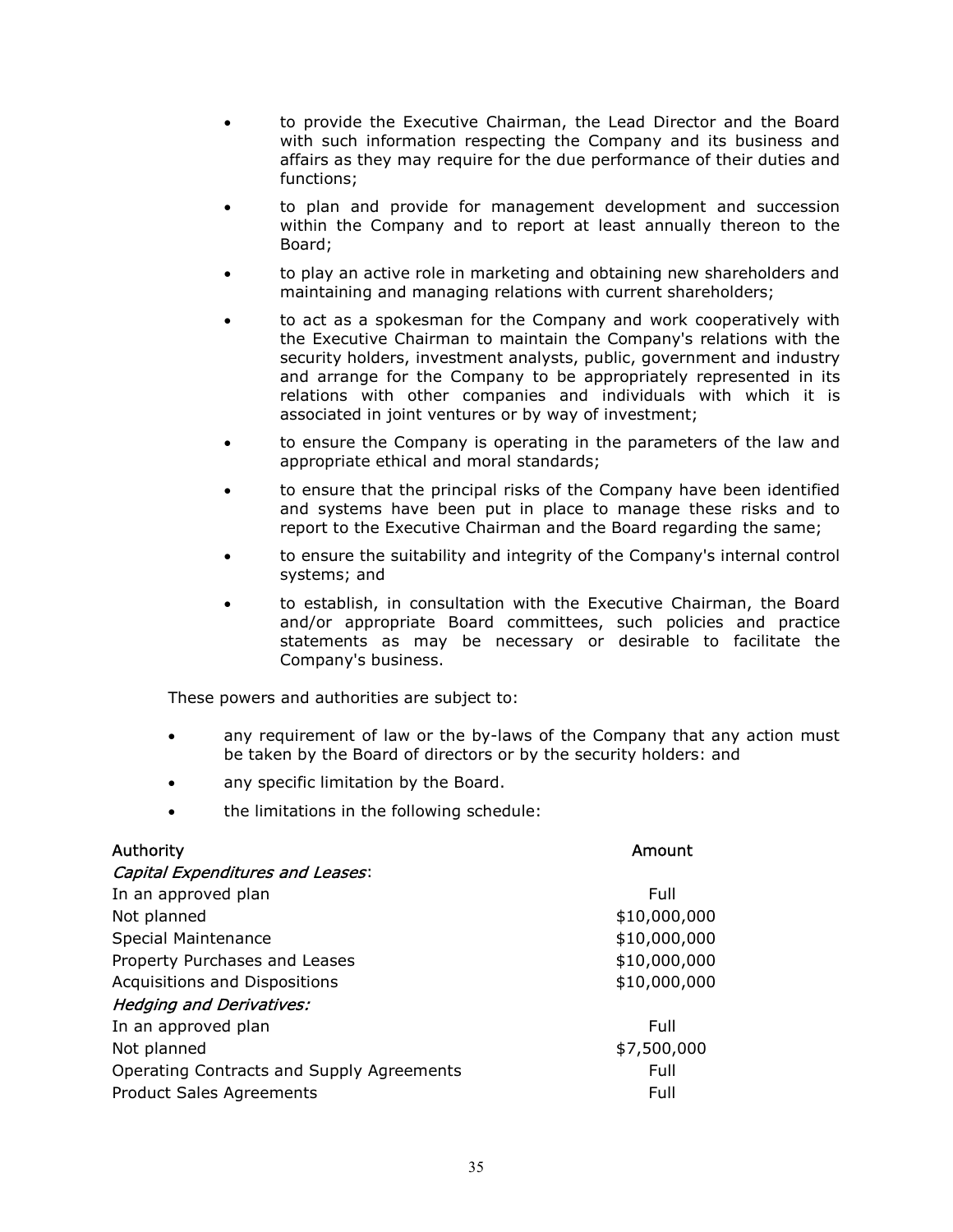- to provide the Executive Chairman, the Lead Director and the Board with such information respecting the Company and its business and affairs as they may require for the due performance of their duties and functions;
- to plan and provide for management development and succession within the Company and to report at least annually thereon to the Board;
- to play an active role in marketing and obtaining new shareholders and maintaining and managing relations with current shareholders;
- to act as a spokesman for the Company and work cooperatively with the Executive Chairman to maintain the Company's relations with the security holders, investment analysts, public, government and industry and arrange for the Company to be appropriately represented in its relations with other companies and individuals with which it is associated in joint ventures or by way of investment;
- to ensure the Company is operating in the parameters of the law and appropriate ethical and moral standards;
- to ensure that the principal risks of the Company have been identified and systems have been put in place to manage these risks and to report to the Executive Chairman and the Board regarding the same;
- to ensure the suitability and integrity of the Company's internal control systems; and
- to establish, in consultation with the Executive Chairman, the Board and/or appropriate Board committees, such policies and practice statements as may be necessary or desirable to facilitate the Company's business.

These powers and authorities are subject to:

- any requirement of law or the by-laws of the Company that any action must be taken by the Board of directors or by the security holders: and
- any specific limitation by the Board.
- the limitations in the following schedule:

| Authority | Amount |
|---|---|
| *Capital Expenditures and Leases*: | |
| In an approved plan | Full |
| Not planned | $10,000,000 |
| Special Maintenance | $10,000,000 |
| Property Purchases and Leases | $10,000,000 |
| Acquisitions and Dispositions | $10,000,000 |
| *Hedging and Derivatives:* | |
| In an approved plan | Full |
| Not planned | $7,500,000 |
| Operating Contracts and Supply Agreements | Full |
| Product Sales Agreements | Full |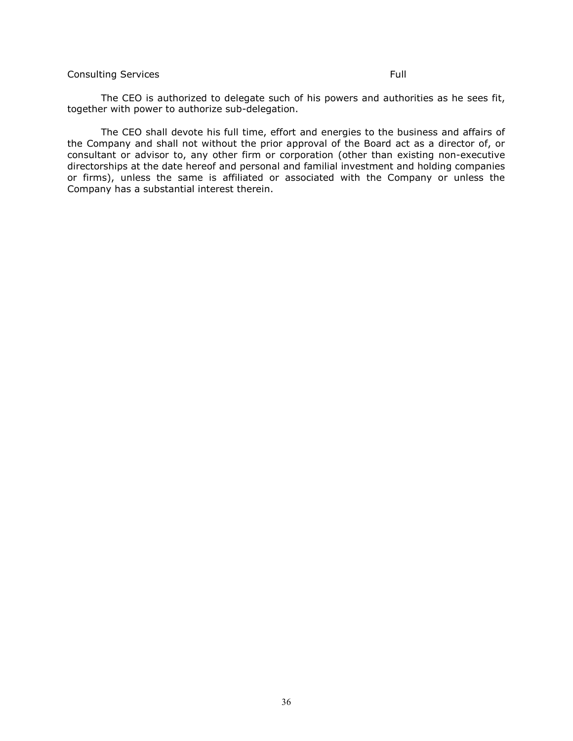| Consulting Services | Full |
|---|---|

The CEO is authorized to delegate such of his powers and authorities as he sees fit, together with power to authorize sub-delegation.

The CEO shall devote his full time, effort and energies to the business and affairs of the Company and shall not without the prior approval of the Board act as a director of, or consultant or advisor to, any other firm or corporation (other than existing non-executive directorships at the date hereof and personal and familial investment and holding companies or firms), unless the same is affiliated or associated with the Company or unless the Company has a substantial interest therein.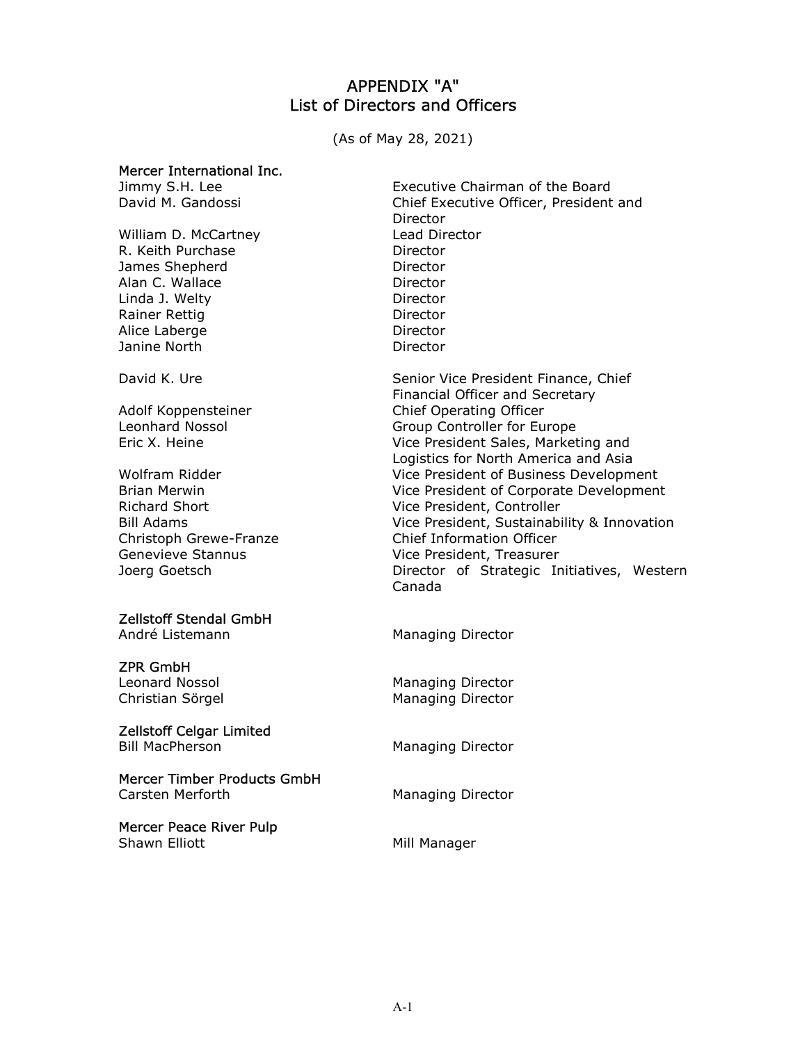# APPENDIX "A"
## List of Directors and Officers

(As of May 28, 2021)

**Mercer International Inc.**

| | |
|---|---|
| Jimmy S.H. Lee | Executive Chairman of the Board |
| David M. Gandossi | Chief Executive Officer, President and Director |
| William D. McCartney | Lead Director |
| R. Keith Purchase | Director |
| James Shepherd | Director |
| Alan C. Wallace | Director |
| Linda J. Welty | Director |
| Rainer Rettig | Director |
| Alice Laberge | Director |
| Janine North | Director |
| | |
| David K. Ure | Senior Vice President Finance, Chief Financial Officer and Secretary |
| Adolf Koppensteiner | Chief Operating Officer |
| Leonhard Nossol | Group Controller for Europe |
| Eric X. Heine | Vice President Sales, Marketing and Logistics for North America and Asia |
| Wolfram Ridder | Vice President of Business Development |
| Brian Merwin | Vice President of Corporate Development |
| Richard Short | Vice President, Controller |
| Bill Adams | Vice President, Sustainability & Innovation |
| Christoph Grewe-Franze | Chief Information Officer |
| Genevieve Stannus | Vice President, Treasurer |
| Joerg Goetsch | Director of Strategic Initiatives, Western Canada |

**Zellstoff Stendal GmbH**

| | |
|---|---|
| André Listemann | Managing Director |

**ZPR GmbH**

| | |
|---|---|
| Leonard Nossol | Managing Director |
| Christian Sörgel | Managing Director |

**Zellstoff Celgar Limited**

| | |
|---|---|
| Bill MacPherson | Managing Director |

**Mercer Timber Products GmbH**

| | |
|---|---|
| Carsten Merforth | Managing Director |

**Mercer Peace River Pulp**

| | |
|---|---|
| Shawn Elliott | Mill Manager |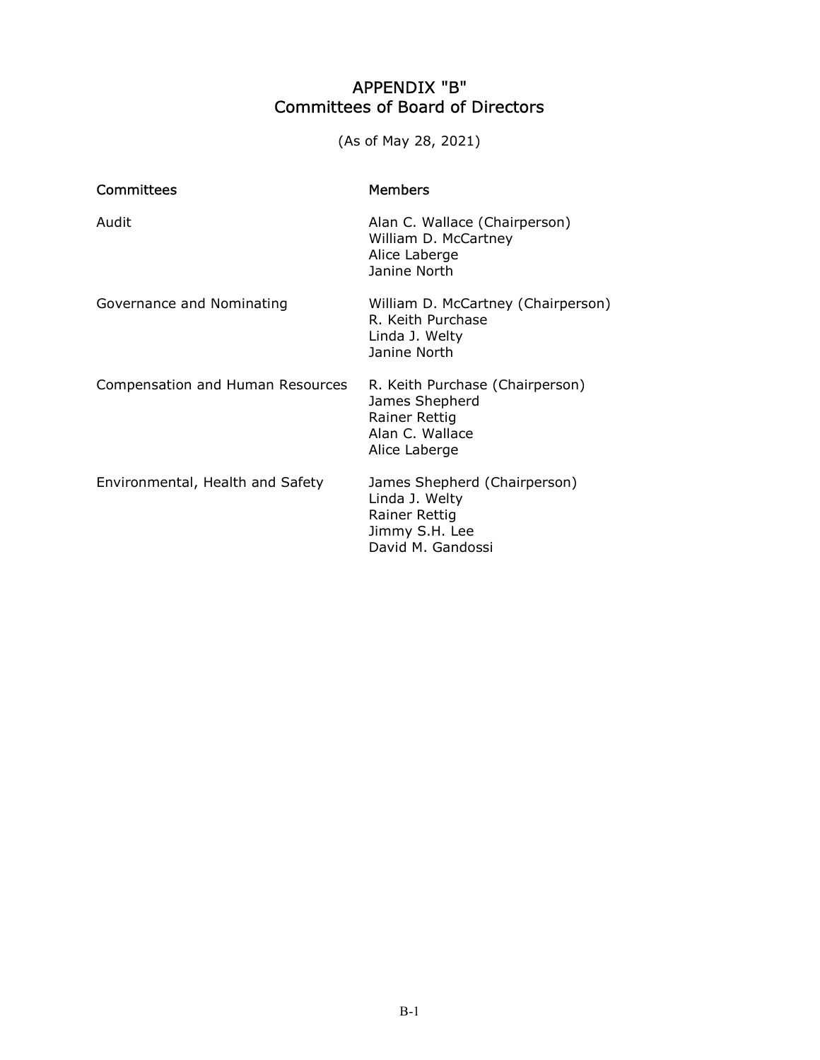# APPENDIX "B"
## Committees of Board of Directors

(As of May 28, 2021)

| Committees | Members |
|---|---|
| Audit | Alan C. Wallace (Chairperson)<br>William D. McCartney<br>Alice Laberge<br>Janine North |
| Governance and Nominating | William D. McCartney (Chairperson)<br>R. Keith Purchase<br>Linda J. Welty<br>Janine North |
| Compensation and Human Resources | R. Keith Purchase (Chairperson)<br>James Shepherd<br>Rainer Rettig<br>Alan C. Wallace<br>Alice Laberge |
| Environmental, Health and Safety | James Shepherd (Chairperson)<br>Linda J. Welty<br>Rainer Rettig<br>Jimmy S.H. Lee<br>David M. Gandossi |